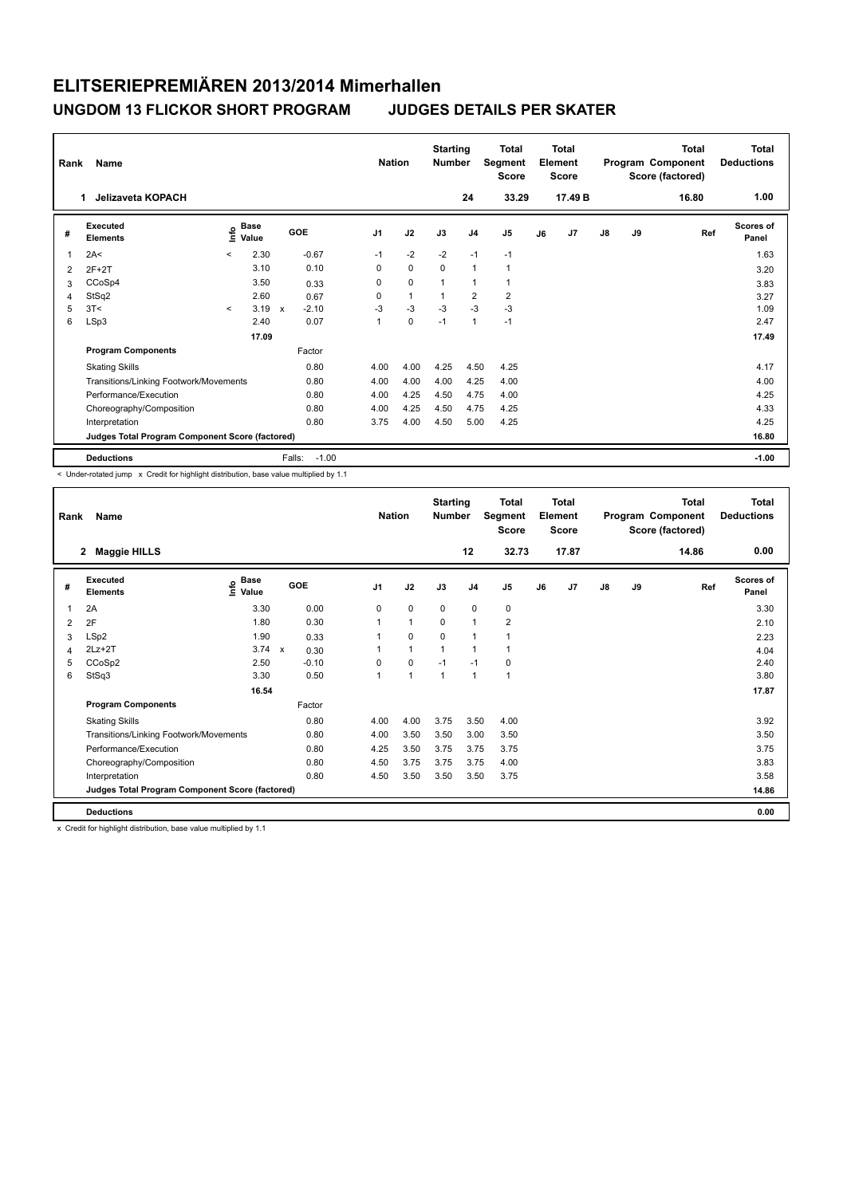# ELITSERIEPREMIÄREN 2013/2014 Mimerhallen

## UNGDOM 13 FLICKOR SHORT PROGRAM JUDGES DETAILS PER SKATER

| Rank | Name | Nation | Starting Number | Total Segment Score | Total Element Score | Total Program Component Score (factored) | Total Deductions |
|---|---|---|---|---|---|---|---|
| 1 | Jelizaveta KOPACH | | 24 | 33.29 | 17.49 B | 16.80 | 1.00 |

| # | Executed Elements | Info | Base Value | | GOE | J1 | J2 | J3 | J4 | J5 | J6 | J7 | J8 | J9 | Ref | Scores of Panel |
|---|---|---|---|---|---|---|---|---|---|---|---|---|---|---|---|---|
| 1 | 2A< | < | 2.30 | | -0.67 | -1 | -2 | -2 | -1 | -1 | | | | | | 1.63 |
| 2 | 2F+2T | | 3.10 | | 0.10 | 0 | 0 | 0 | 1 | 1 | | | | | | 3.20 |
| 3 | CCoSp4 | | 3.50 | | 0.33 | 0 | 0 | 1 | 1 | 1 | | | | | | 3.83 |
| 4 | StSq2 | | 2.60 | | 0.67 | 0 | 1 | 1 | 2 | 2 | | | | | | 3.27 |
| 5 | 3T< | < | 3.19 | x | -2.10 | -3 | -3 | -3 | -3 | -3 | | | | | | 1.09 |
| 6 | LSp3 | | 2.40 | | 0.07 | 1 | 0 | -1 | 1 | -1 | | | | | | 2.47 |
| | | | 17.09 | | | | | | | | | | | | | 17.49 |
| | **Program Components** | | | | Factor | | | | | | | | | | | |
| | Skating Skills | | | | 0.80 | 4.00 | 4.00 | 4.25 | 4.50 | 4.25 | | | | | | 4.17 |
| | Transitions/Linking Footwork/Movements | | | | 0.80 | 4.00 | 4.00 | 4.00 | 4.25 | 4.00 | | | | | | 4.00 |
| | Performance/Execution | | | | 0.80 | 4.00 | 4.25 | 4.50 | 4.75 | 4.00 | | | | | | 4.25 |
| | Choreography/Composition | | | | 0.80 | 4.00 | 4.25 | 4.50 | 4.75 | 4.25 | | | | | | 4.33 |
| | Interpretation | | | | 0.80 | 3.75 | 4.00 | 4.50 | 5.00 | 4.25 | | | | | | 4.25 |
| | **Judges Total Program Component Score (factored)** | | | | | | | | | | | | | | | 16.80 |
| | **Deductions** | | | Falls: | -1.00 | | | | | | | | | | | -1.00 |

< Under-rotated jump x Credit for highlight distribution, base value multiplied by 1.1

| Rank | Name | Nation | Starting Number | Total Segment Score | Total Element Score | Total Program Component Score (factored) | Total Deductions |
|---|---|---|---|---|---|---|---|
| 2 | Maggie HILLS | | 12 | 32.73 | 17.87 | 14.86 | 0.00 |

| # | Executed Elements | Info | Base Value | | GOE | J1 | J2 | J3 | J4 | J5 | J6 | J7 | J8 | J9 | Ref | Scores of Panel |
|---|---|---|---|---|---|---|---|---|---|---|---|---|---|---|---|---|
| 1 | 2A | | 3.30 | | 0.00 | 0 | 0 | 0 | 0 | 0 | | | | | | 3.30 |
| 2 | 2F | | 1.80 | | 0.30 | 1 | 1 | 0 | 1 | 2 | | | | | | 2.10 |
| 3 | LSp2 | | 1.90 | | 0.33 | 1 | 0 | 0 | 1 | 1 | | | | | | 2.23 |
| 4 | 2Lz+2T | | 3.74 | x | 0.30 | 1 | 1 | 1 | 1 | 1 | | | | | | 4.04 |
| 5 | CCoSp2 | | 2.50 | | -0.10 | 0 | 0 | -1 | -1 | 0 | | | | | | 2.40 |
| 6 | StSq3 | | 3.30 | | 0.50 | 1 | 1 | 1 | 1 | 1 | | | | | | 3.80 |
| | | | 16.54 | | | | | | | | | | | | | 17.87 |
| | **Program Components** | | | | Factor | | | | | | | | | | | |
| | Skating Skills | | | | 0.80 | 4.00 | 4.00 | 3.75 | 3.50 | 4.00 | | | | | | 3.92 |
| | Transitions/Linking Footwork/Movements | | | | 0.80 | 4.00 | 3.50 | 3.50 | 3.00 | 3.50 | | | | | | 3.50 |
| | Performance/Execution | | | | 0.80 | 4.25 | 3.50 | 3.75 | 3.75 | 3.75 | | | | | | 3.75 |
| | Choreography/Composition | | | | 0.80 | 4.50 | 3.75 | 3.75 | 3.75 | 4.00 | | | | | | 3.83 |
| | Interpretation | | | | 0.80 | 4.50 | 3.50 | 3.50 | 3.50 | 3.75 | | | | | | 3.58 |
| | **Judges Total Program Component Score (factored)** | | | | | | | | | | | | | | | 14.86 |
| | **Deductions** | | | | | | | | | | | | | | | 0.00 |

x Credit for highlight distribution, base value multiplied by 1.1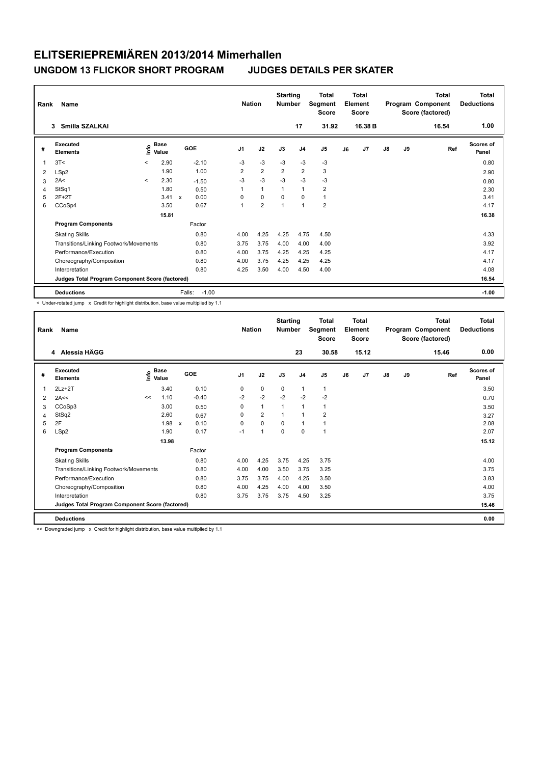# ELITSERIEPREMIÄREN 2013/2014 Mimerhallen

## UNGDOM 13 FLICKOR SHORT PROGRAM JUDGES DETAILS PER SKATER

| Rank | Name | Nation | Starting Number | Total Segment Score | Total Element Score | Total Program Component Score (factored) | Total Deductions |
|---|---|---|---|---|---|---|---|
| 3 | Smilla SZALKAI | | 17 | 31.92 | 16.38 B | 16.54 | 1.00 |

| # | Executed Elements | Info | Base Value | | GOE | J1 | J2 | J3 | J4 | J5 | J6 | J7 | J8 | J9 | Ref | Scores of Panel |
|---|---|---|---|---|---|---|---|---|---|---|---|---|---|---|---|---|
| 1 | 3T< | < | 2.90 | | -2.10 | -3 | -3 | -3 | -3 | -3 | | | | | | 0.80 |
| 2 | LSp2 | | 1.90 | | 1.00 | 2 | 2 | 2 | 2 | 3 | | | | | | 2.90 |
| 3 | 2A< | < | 2.30 | | -1.50 | -3 | -3 | -3 | -3 | -3 | | | | | | 0.80 |
| 4 | StSq1 | | 1.80 | | 0.50 | 1 | 1 | 1 | 1 | 2 | | | | | | 2.30 |
| 5 | 2F+2T | | 3.41 | x | 0.00 | 0 | 0 | 0 | 0 | 1 | | | | | | 3.41 |
| 6 | CCoSp4 | | 3.50 | | 0.67 | 1 | 2 | 1 | 1 | 2 | | | | | | 4.17 |
| | | | 15.81 | | | | | | | | | | | | | 16.38 |
| | **Program Components** | | | | Factor | | | | | | | | | | | |
| | Skating Skills | | | | 0.80 | 4.00 | 4.25 | 4.25 | 4.75 | 4.50 | | | | | | 4.33 |
| | Transitions/Linking Footwork/Movements | | | | 0.80 | 3.75 | 3.75 | 4.00 | 4.00 | 4.00 | | | | | | 3.92 |
| | Performance/Execution | | | | 0.80 | 4.00 | 3.75 | 4.25 | 4.25 | 4.25 | | | | | | 4.17 |
| | Choreography/Composition | | | | 0.80 | 4.00 | 3.75 | 4.25 | 4.25 | 4.25 | | | | | | 4.17 |
| | Interpretation | | | | 0.80 | 4.25 | 3.50 | 4.00 | 4.50 | 4.00 | | | | | | 4.08 |
| | **Judges Total Program Component Score (factored)** | | | | | | | | | | | | | | | 16.54 |
| | **Deductions** | | | | Falls: -1.00 | | | | | | | | | | | -1.00 |

< Under-rotated jump x Credit for highlight distribution, base value multiplied by 1.1

| Rank | Name | Nation | Starting Number | Total Segment Score | Total Element Score | Total Program Component Score (factored) | Total Deductions |
|---|---|---|---|---|---|---|---|
| 4 | Alessia HÄGG | | 23 | 30.58 | 15.12 | 15.46 | 0.00 |

| # | Executed Elements | Info | Base Value | | GOE | J1 | J2 | J3 | J4 | J5 | J6 | J7 | J8 | J9 | Ref | Scores of Panel |
|---|---|---|---|---|---|---|---|---|---|---|---|---|---|---|---|---|
| 1 | 2Lz+2T | | 3.40 | | 0.10 | 0 | 0 | 0 | 1 | 1 | | | | | | 3.50 |
| 2 | 2A<< | << | 1.10 | | -0.40 | -2 | -2 | -2 | -2 | -2 | | | | | | 0.70 |
| 3 | CCoSp3 | | 3.00 | | 0.50 | 0 | 1 | 1 | 1 | 1 | | | | | | 3.50 |
| 4 | StSq2 | | 2.60 | | 0.67 | 0 | 2 | 1 | 1 | 2 | | | | | | 3.27 |
| 5 | 2F | | 1.98 | x | 0.10 | 0 | 0 | 0 | 1 | 1 | | | | | | 2.08 |
| 6 | LSp2 | | 1.90 | | 0.17 | -1 | 1 | 0 | 0 | 1 | | | | | | 2.07 |
| | | | 13.98 | | | | | | | | | | | | | 15.12 |
| | **Program Components** | | | | Factor | | | | | | | | | | | |
| | Skating Skills | | | | 0.80 | 4.00 | 4.25 | 3.75 | 4.25 | 3.75 | | | | | | 4.00 |
| | Transitions/Linking Footwork/Movements | | | | 0.80 | 4.00 | 4.00 | 3.50 | 3.75 | 3.25 | | | | | | 3.75 |
| | Performance/Execution | | | | 0.80 | 3.75 | 3.75 | 4.00 | 4.25 | 3.50 | | | | | | 3.83 |
| | Choreography/Composition | | | | 0.80 | 4.00 | 4.25 | 4.00 | 4.00 | 3.50 | | | | | | 4.00 |
| | Interpretation | | | | 0.80 | 3.75 | 3.75 | 3.75 | 4.50 | 3.25 | | | | | | 3.75 |
| | **Judges Total Program Component Score (factored)** | | | | | | | | | | | | | | | 15.46 |
| | **Deductions** | | | | | | | | | | | | | | | 0.00 |

<< Downgraded jump x Credit for highlight distribution, base value multiplied by 1.1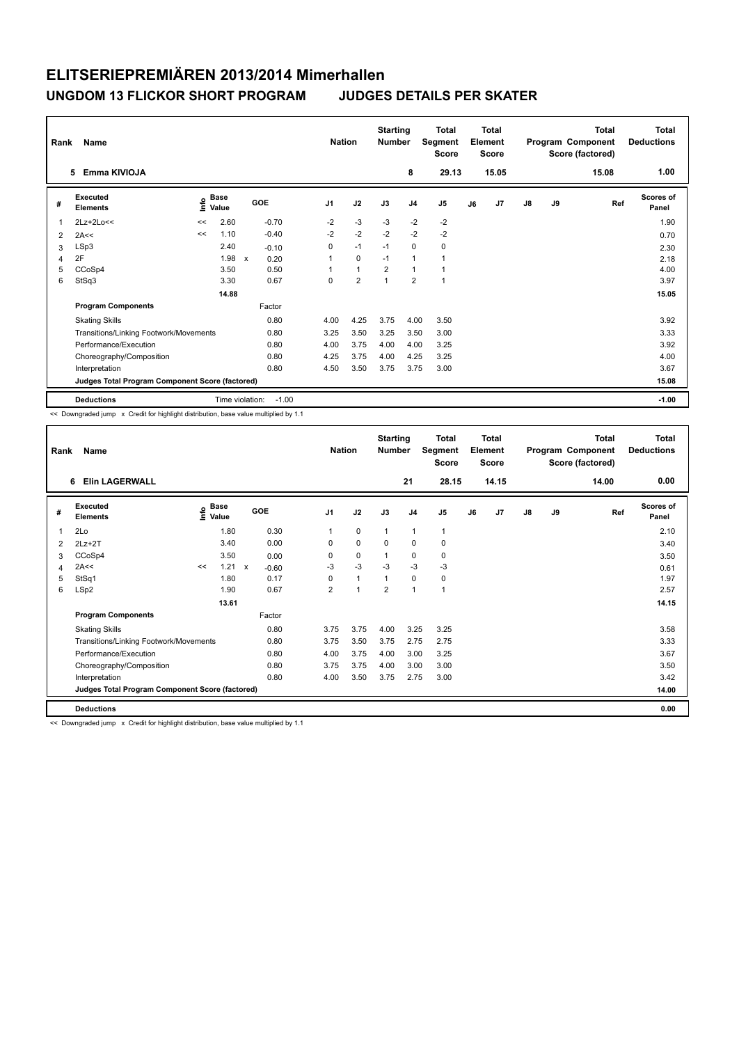# ELITSERIEPREMIÄREN 2013/2014 Mimerhallen

## UNGDOM 13 FLICKOR SHORT PROGRAM JUDGES DETAILS PER SKATER

| Rank | Name | Nation | Starting Number | Total Segment Score | Total Element Score | Total Program Component Score (factored) | Total Deductions |
|---|---|---|---|---|---|---|---|
| 5 | Emma KIVIOJA | | 8 | 29.13 | 15.05 | 15.08 | 1.00 |

| # | Executed Elements | Info | Base Value | | GOE | J1 | J2 | J3 | J4 | J5 | J6 | J7 | J8 | J9 | Ref | Scores of Panel |
|---|---|---|---|---|---|---|---|---|---|---|---|---|---|---|---|---|
| 1 | 2Lz+2Lo<< | << | 2.60 | | -0.70 | -2 | -3 | -3 | -2 | -2 | | | | | | 1.90 |
| 2 | 2A<< | << | 1.10 | | -0.40 | -2 | -2 | -2 | -2 | -2 | | | | | | 0.70 |
| 3 | LSp3 | | 2.40 | | -0.10 | 0 | -1 | -1 | 0 | 0 | | | | | | 2.30 |
| 4 | 2F | | 1.98 | x | 0.20 | 1 | 0 | -1 | 1 | 1 | | | | | | 2.18 |
| 5 | CCoSp4 | | 3.50 | | 0.50 | 1 | 1 | 2 | 1 | 1 | | | | | | 4.00 |
| 6 | StSq3 | | 3.30 | | 0.67 | 0 | 2 | 1 | 2 | 1 | | | | | | 3.97 |
| | | | 14.88 | | | | | | | | | | | | | 15.05 |
| | **Program Components** | | | | Factor | | | | | | | | | | | |
| | Skating Skills | | | | 0.80 | 4.00 | 4.25 | 3.75 | 4.00 | 3.50 | | | | | | 3.92 |
| | Transitions/Linking Footwork/Movements | | | | 0.80 | 3.25 | 3.50 | 3.25 | 3.50 | 3.00 | | | | | | 3.33 |
| | Performance/Execution | | | | 0.80 | 4.00 | 3.75 | 4.00 | 4.00 | 3.25 | | | | | | 3.92 |
| | Choreography/Composition | | | | 0.80 | 4.25 | 3.75 | 4.00 | 4.25 | 3.25 | | | | | | 4.00 |
| | Interpretation | | | | 0.80 | 4.50 | 3.50 | 3.75 | 3.75 | 3.00 | | | | | | 3.67 |
| | **Judges Total Program Component Score (factored)** | | | | | | | | | | | | | | | 15.08 |
| | **Deductions** | | Time violation: | | -1.00 | | | | | | | | | | | -1.00 |

<< Downgraded jump x Credit for highlight distribution, base value multiplied by 1.1

| Rank | Name | Nation | Starting Number | Total Segment Score | Total Element Score | Total Program Component Score (factored) | Total Deductions |
|---|---|---|---|---|---|---|---|
| 6 | Elin LAGERWALL | | 21 | 28.15 | 14.15 | 14.00 | 0.00 |

| # | Executed Elements | Info | Base Value | | GOE | J1 | J2 | J3 | J4 | J5 | J6 | J7 | J8 | J9 | Ref | Scores of Panel |
|---|---|---|---|---|---|---|---|---|---|---|---|---|---|---|---|---|
| 1 | 2Lo | | 1.80 | | 0.30 | 1 | 0 | 1 | 1 | 1 | | | | | | 2.10 |
| 2 | 2Lz+2T | | 3.40 | | 0.00 | 0 | 0 | 0 | 0 | 0 | | | | | | 3.40 |
| 3 | CCoSp4 | | 3.50 | | 0.00 | 0 | 0 | 1 | 0 | 0 | | | | | | 3.50 |
| 4 | 2A<< | << | 1.21 | x | -0.60 | -3 | -3 | -3 | -3 | -3 | | | | | | 0.61 |
| 5 | StSq1 | | 1.80 | | 0.17 | 0 | 1 | 1 | 0 | 0 | | | | | | 1.97 |
| 6 | LSp2 | | 1.90 | | 0.67 | 2 | 1 | 2 | 1 | 1 | | | | | | 2.57 |
| | | | 13.61 | | | | | | | | | | | | | 14.15 |
| | **Program Components** | | | | Factor | | | | | | | | | | | |
| | Skating Skills | | | | 0.80 | 3.75 | 3.75 | 4.00 | 3.25 | 3.25 | | | | | | 3.58 |
| | Transitions/Linking Footwork/Movements | | | | 0.80 | 3.75 | 3.50 | 3.75 | 2.75 | 2.75 | | | | | | 3.33 |
| | Performance/Execution | | | | 0.80 | 4.00 | 3.75 | 4.00 | 3.00 | 3.25 | | | | | | 3.67 |
| | Choreography/Composition | | | | 0.80 | 3.75 | 3.75 | 4.00 | 3.00 | 3.00 | | | | | | 3.50 |
| | Interpretation | | | | 0.80 | 4.00 | 3.50 | 3.75 | 2.75 | 3.00 | | | | | | 3.42 |
| | **Judges Total Program Component Score (factored)** | | | | | | | | | | | | | | | 14.00 |
| | **Deductions** | | | | | | | | | | | | | | | 0.00 |

<< Downgraded jump x Credit for highlight distribution, base value multiplied by 1.1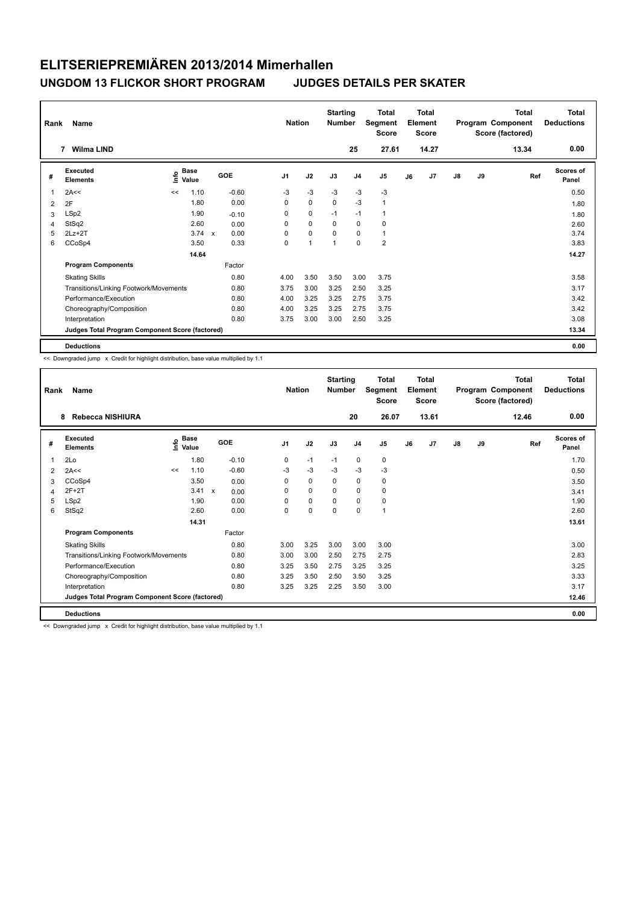# ELITSERIEPREMIÄREN 2013/2014 Mimerhallen

## UNGDOM 13 FLICKOR SHORT PROGRAM JUDGES DETAILS PER SKATER

| Rank | Name | Nation | Starting Number | Total Segment Score | Total Element Score | Total Program Component Score (factored) | Total Deductions |
|---|---|---|---|---|---|---|---|
| 7 | Wilma LIND | | 25 | 27.61 | 14.27 | 13.34 | 0.00 |

| # | Executed Elements | Info | Base Value | | GOE | J1 | J2 | J3 | J4 | J5 | J6 | J7 | J8 | J9 | Ref | Scores of Panel |
|---|---|---|---|---|---|---|---|---|---|---|---|---|---|---|---|---|
| 1 | 2A<< | << | 1.10 | | -0.60 | -3 | -3 | -3 | -3 | -3 | | | | | | 0.50 |
| 2 | 2F | | 1.80 | | 0.00 | 0 | 0 | 0 | -3 | 1 | | | | | | 1.80 |
| 3 | LSp2 | | 1.90 | | -0.10 | 0 | 0 | -1 | -1 | 1 | | | | | | 1.80 |
| 4 | StSq2 | | 2.60 | | 0.00 | 0 | 0 | 0 | 0 | 0 | | | | | | 2.60 |
| 5 | 2Lz+2T | | 3.74 | x | 0.00 | 0 | 0 | 0 | 0 | 1 | | | | | | 3.74 |
| 6 | CCoSp4 | | 3.50 | | 0.33 | 0 | 1 | 1 | 0 | 2 | | | | | | 3.83 |
| | | | 14.64 | | | | | | | | | | | | | 14.27 |
| | **Program Components** | | | | Factor | | | | | | | | | | | |
| | Skating Skills | | | | 0.80 | 4.00 | 3.50 | 3.50 | 3.00 | 3.75 | | | | | | 3.58 |
| | Transitions/Linking Footwork/Movements | | | | 0.80 | 3.75 | 3.00 | 3.25 | 2.50 | 3.25 | | | | | | 3.17 |
| | Performance/Execution | | | | 0.80 | 4.00 | 3.25 | 3.25 | 2.75 | 3.75 | | | | | | 3.42 |
| | Choreography/Composition | | | | 0.80 | 4.00 | 3.25 | 3.25 | 2.75 | 3.75 | | | | | | 3.42 |
| | Interpretation | | | | 0.80 | 3.75 | 3.00 | 3.00 | 2.50 | 3.25 | | | | | | 3.08 |
| | **Judges Total Program Component Score (factored)** | | | | | | | | | | | | | | | 13.34 |
| | **Deductions** | | | | | | | | | | | | | | | 0.00 |

<< Downgraded jump x Credit for highlight distribution, base value multiplied by 1.1

| Rank | Name | Nation | Starting Number | Total Segment Score | Total Element Score | Total Program Component Score (factored) | Total Deductions |
|---|---|---|---|---|---|---|---|
| 8 | Rebecca NISHIURA | | 20 | 26.07 | 13.61 | 12.46 | 0.00 |

| # | Executed Elements | Info | Base Value | | GOE | J1 | J2 | J3 | J4 | J5 | J6 | J7 | J8 | J9 | Ref | Scores of Panel |
|---|---|---|---|---|---|---|---|---|---|---|---|---|---|---|---|---|
| 1 | 2Lo | | 1.80 | | -0.10 | 0 | -1 | -1 | 0 | 0 | | | | | | 1.70 |
| 2 | 2A<< | << | 1.10 | | -0.60 | -3 | -3 | -3 | -3 | -3 | | | | | | 0.50 |
| 3 | CCoSp4 | | 3.50 | | 0.00 | 0 | 0 | 0 | 0 | 0 | | | | | | 3.50 |
| 4 | 2F+2T | | 3.41 | x | 0.00 | 0 | 0 | 0 | 0 | 0 | | | | | | 3.41 |
| 5 | LSp2 | | 1.90 | | 0.00 | 0 | 0 | 0 | 0 | 0 | | | | | | 1.90 |
| 6 | StSq2 | | 2.60 | | 0.00 | 0 | 0 | 0 | 0 | 1 | | | | | | 2.60 |
| | | | 14.31 | | | | | | | | | | | | | 13.61 |
| | **Program Components** | | | | Factor | | | | | | | | | | | |
| | Skating Skills | | | | 0.80 | 3.00 | 3.25 | 3.00 | 3.00 | 3.00 | | | | | | 3.00 |
| | Transitions/Linking Footwork/Movements | | | | 0.80 | 3.00 | 3.00 | 2.50 | 2.75 | 2.75 | | | | | | 2.83 |
| | Performance/Execution | | | | 0.80 | 3.25 | 3.50 | 2.75 | 3.25 | 3.25 | | | | | | 3.25 |
| | Choreography/Composition | | | | 0.80 | 3.25 | 3.50 | 2.50 | 3.50 | 3.25 | | | | | | 3.33 |
| | Interpretation | | | | 0.80 | 3.25 | 3.25 | 2.25 | 3.50 | 3.00 | | | | | | 3.17 |
| | **Judges Total Program Component Score (factored)** | | | | | | | | | | | | | | | 12.46 |
| | **Deductions** | | | | | | | | | | | | | | | 0.00 |

<< Downgraded jump x Credit for highlight distribution, base value multiplied by 1.1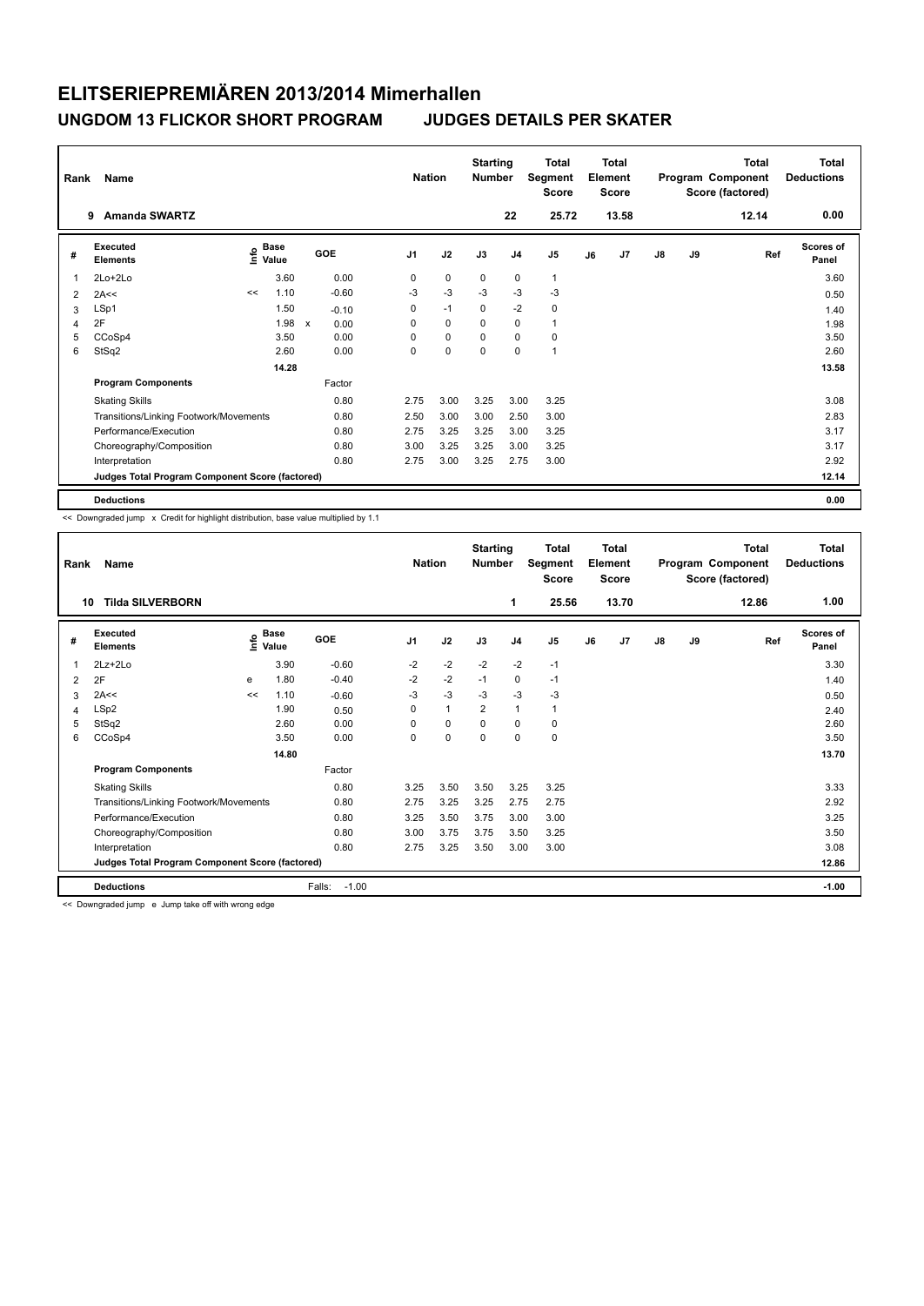# ELITSERIEPREMIÄREN 2013/2014 Mimerhallen

## UNGDOM 13 FLICKOR SHORT PROGRAM JUDGES DETAILS PER SKATER

| Rank | Name | Nation | Starting Number | Total Segment Score | Total Element Score | Total Program Component Score (factored) | Total Deductions |
|---|---|---|---|---|---|---|---|
| 9 | Amanda SWARTZ | | 22 | 25.72 | 13.58 | 12.14 | 0.00 |

| # | Executed Elements | Info | Base Value | | GOE | J1 | J2 | J3 | J4 | J5 | J6 | J7 | J8 | J9 | Ref | Scores of Panel |
|---|---|---|---|---|---|---|---|---|---|---|---|---|---|---|---|---|
| 1 | 2Lo+2Lo | | 3.60 | | 0.00 | 0 | 0 | 0 | 0 | 1 | | | | | | 3.60 |
| 2 | 2A<< | << | 1.10 | | -0.60 | -3 | -3 | -3 | -3 | -3 | | | | | | 0.50 |
| 3 | LSp1 | | 1.50 | | -0.10 | 0 | -1 | 0 | -2 | 0 | | | | | | 1.40 |
| 4 | 2F | | 1.98 | x | 0.00 | 0 | 0 | 0 | 0 | 1 | | | | | | 1.98 |
| 5 | CCoSp4 | | 3.50 | | 0.00 | 0 | 0 | 0 | 0 | 0 | | | | | | 3.50 |
| 6 | StSq2 | | 2.60 | | 0.00 | 0 | 0 | 0 | 0 | 1 | | | | | | 2.60 |
| | | | 14.28 | | | | | | | | | | | | | 13.58 |
| | **Program Components** | | | | Factor | | | | | | | | | | | |
| | Skating Skills | | | | 0.80 | 2.75 | 3.00 | 3.25 | 3.00 | 3.25 | | | | | | 3.08 |
| | Transitions/Linking Footwork/Movements | | | | 0.80 | 2.50 | 3.00 | 3.00 | 2.50 | 3.00 | | | | | | 2.83 |
| | Performance/Execution | | | | 0.80 | 2.75 | 3.25 | 3.25 | 3.00 | 3.25 | | | | | | 3.17 |
| | Choreography/Composition | | | | 0.80 | 3.00 | 3.25 | 3.25 | 3.00 | 3.25 | | | | | | 3.17 |
| | Interpretation | | | | 0.80 | 2.75 | 3.00 | 3.25 | 2.75 | 3.00 | | | | | | 2.92 |
| | **Judges Total Program Component Score (factored)** | | | | | | | | | | | | | | | 12.14 |
| | **Deductions** | | | | | | | | | | | | | | | 0.00 |

<< Downgraded jump x Credit for highlight distribution, base value multiplied by 1.1

| Rank | Name | Nation | Starting Number | Total Segment Score | Total Element Score | Total Program Component Score (factored) | Total Deductions |
|---|---|---|---|---|---|---|---|
| 10 | Tilda SILVERBORN | | 1 | 25.56 | 13.70 | 12.86 | 1.00 |

| # | Executed Elements | Info | Base Value | GOE | J1 | J2 | J3 | J4 | J5 | J6 | J7 | J8 | J9 | Ref | Scores of Panel |
|---|---|---|---|---|---|---|---|---|---|---|---|---|---|---|---|
| 1 | 2Lz+2Lo | | 3.90 | -0.60 | -2 | -2 | -2 | -2 | -1 | | | | | | 3.30 |
| 2 | 2F | e | 1.80 | -0.40 | -2 | -2 | -1 | 0 | -1 | | | | | | 1.40 |
| 3 | 2A<< | << | 1.10 | -0.60 | -3 | -3 | -3 | -3 | -3 | | | | | | 0.50 |
| 4 | LSp2 | | 1.90 | 0.50 | 0 | 1 | 2 | 1 | 1 | | | | | | 2.40 |
| 5 | StSq2 | | 2.60 | 0.00 | 0 | 0 | 0 | 0 | 0 | | | | | | 2.60 |
| 6 | CCoSp4 | | 3.50 | 0.00 | 0 | 0 | 0 | 0 | 0 | | | | | | 3.50 |
| | | | 14.80 | | | | | | | | | | | | 13.70 |
| | **Program Components** | | | Factor | | | | | | | | | | | |
| | Skating Skills | | | 0.80 | 3.25 | 3.50 | 3.50 | 3.25 | 3.25 | | | | | | 3.33 |
| | Transitions/Linking Footwork/Movements | | | 0.80 | 2.75 | 3.25 | 3.25 | 2.75 | 2.75 | | | | | | 2.92 |
| | Performance/Execution | | | 0.80 | 3.25 | 3.50 | 3.75 | 3.00 | 3.00 | | | | | | 3.25 |
| | Choreography/Composition | | | 0.80 | 3.00 | 3.75 | 3.75 | 3.50 | 3.25 | | | | | | 3.50 |
| | Interpretation | | | 0.80 | 2.75 | 3.25 | 3.50 | 3.00 | 3.00 | | | | | | 3.08 |
| | **Judges Total Program Component Score (factored)** | | | | | | | | | | | | | | 12.86 |
| | **Deductions** | | | Falls: -1.00 | | | | | | | | | | | -1.00 |

<< Downgraded jump e Jump take off with wrong edge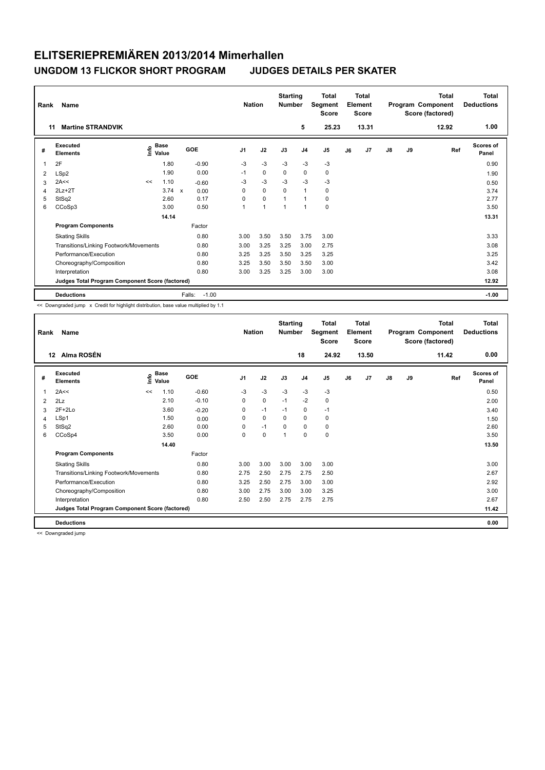# ELITSERIEPREMIÄREN 2013/2014 Mimerhallen

## UNGDOM 13 FLICKOR SHORT PROGRAM JUDGES DETAILS PER SKATER

| Rank | Name | Nation | Starting Number | Total Segment Score | Total Element Score | Total Program Component Score (factored) | Total Deductions |
|---|---|---|---|---|---|---|---|
| 11 | Martine STRANDVIK | | 5 | 25.23 | 13.31 | 12.92 | 1.00 |

| # | Executed Elements | Info | Base Value | | GOE | J1 | J2 | J3 | J4 | J5 | J6 | J7 | J8 | J9 | Ref | Scores of Panel |
|---|---|---|---|---|---|---|---|---|---|---|---|---|---|---|---|---|
| 1 | 2F | | 1.80 | | -0.90 | -3 | -3 | -3 | -3 | -3 | | | | | | 0.90 |
| 2 | LSp2 | | 1.90 | | 0.00 | -1 | 0 | 0 | 0 | 0 | | | | | | 1.90 |
| 3 | 2A<< | << | 1.10 | | -0.60 | -3 | -3 | -3 | -3 | -3 | | | | | | 0.50 |
| 4 | 2Lz+2T | | 3.74 | x | 0.00 | 0 | 0 | 0 | 1 | 0 | | | | | | 3.74 |
| 5 | StSq2 | | 2.60 | | 0.17 | 0 | 0 | 1 | 1 | 0 | | | | | | 2.77 |
| 6 | CCoSp3 | | 3.00 | | 0.50 | 1 | 1 | 1 | 1 | 0 | | | | | | 3.50 |
| | | | 14.14 | | | | | | | | | | | | | 13.31 |
| | **Program Components** | | | | Factor | | | | | | | | | | | |
| | Skating Skills | | | | 0.80 | 3.00 | 3.50 | 3.50 | 3.75 | 3.00 | | | | | | 3.33 |
| | Transitions/Linking Footwork/Movements | | | | 0.80 | 3.00 | 3.25 | 3.25 | 3.00 | 2.75 | | | | | | 3.08 |
| | Performance/Execution | | | | 0.80 | 3.25 | 3.25 | 3.50 | 3.25 | 3.25 | | | | | | 3.25 |
| | Choreography/Composition | | | | 0.80 | 3.25 | 3.50 | 3.50 | 3.50 | 3.00 | | | | | | 3.42 |
| | Interpretation | | | | 0.80 | 3.00 | 3.25 | 3.25 | 3.00 | 3.00 | | | | | | 3.08 |
| | **Judges Total Program Component Score (factored)** | | | | | | | | | | | | | | | 12.92 |
| | **Deductions** | | | | Falls: -1.00 | | | | | | | | | | | -1.00 |

<< Downgraded jump x Credit for highlight distribution, base value multiplied by 1.1

| Rank | Name | Nation | Starting Number | Total Segment Score | Total Element Score | Total Program Component Score (factored) | Total Deductions |
|---|---|---|---|---|---|---|---|
| 12 | Alma ROSÉN | | 18 | 24.92 | 13.50 | 11.42 | 0.00 |

| # | Executed Elements | Info | Base Value | GOE | J1 | J2 | J3 | J4 | J5 | J6 | J7 | J8 | J9 | Ref | Scores of Panel |
|---|---|---|---|---|---|---|---|---|---|---|---|---|---|---|---|
| 1 | 2A<< | << | 1.10 | -0.60 | -3 | -3 | -3 | -3 | -3 | | | | | | 0.50 |
| 2 | 2Lz | | 2.10 | -0.10 | 0 | 0 | -1 | -2 | 0 | | | | | | 2.00 |
| 3 | 2F+2Lo | | 3.60 | -0.20 | 0 | -1 | -1 | 0 | -1 | | | | | | 3.40 |
| 4 | LSp1 | | 1.50 | 0.00 | 0 | 0 | 0 | 0 | 0 | | | | | | 1.50 |
| 5 | StSq2 | | 2.60 | 0.00 | 0 | -1 | 0 | 0 | 0 | | | | | | 2.60 |
| 6 | CCoSp4 | | 3.50 | 0.00 | 0 | 0 | 1 | 0 | 0 | | | | | | 3.50 |
| | | | 14.40 | | | | | | | | | | | | 13.50 |
| | **Program Components** | | | Factor | | | | | | | | | | | |
| | Skating Skills | | | 0.80 | 3.00 | 3.00 | 3.00 | 3.00 | 3.00 | | | | | | 3.00 |
| | Transitions/Linking Footwork/Movements | | | 0.80 | 2.75 | 2.50 | 2.75 | 2.75 | 2.50 | | | | | | 2.67 |
| | Performance/Execution | | | 0.80 | 3.25 | 2.50 | 2.75 | 3.00 | 3.00 | | | | | | 2.92 |
| | Choreography/Composition | | | 0.80 | 3.00 | 2.75 | 3.00 | 3.00 | 3.25 | | | | | | 3.00 |
| | Interpretation | | | 0.80 | 2.50 | 2.50 | 2.75 | 2.75 | 2.75 | | | | | | 2.67 |
| | **Judges Total Program Component Score (factored)** | | | | | | | | | | | | | | 11.42 |
| | **Deductions** | | | | | | | | | | | | | | 0.00 |

<< Downgraded jump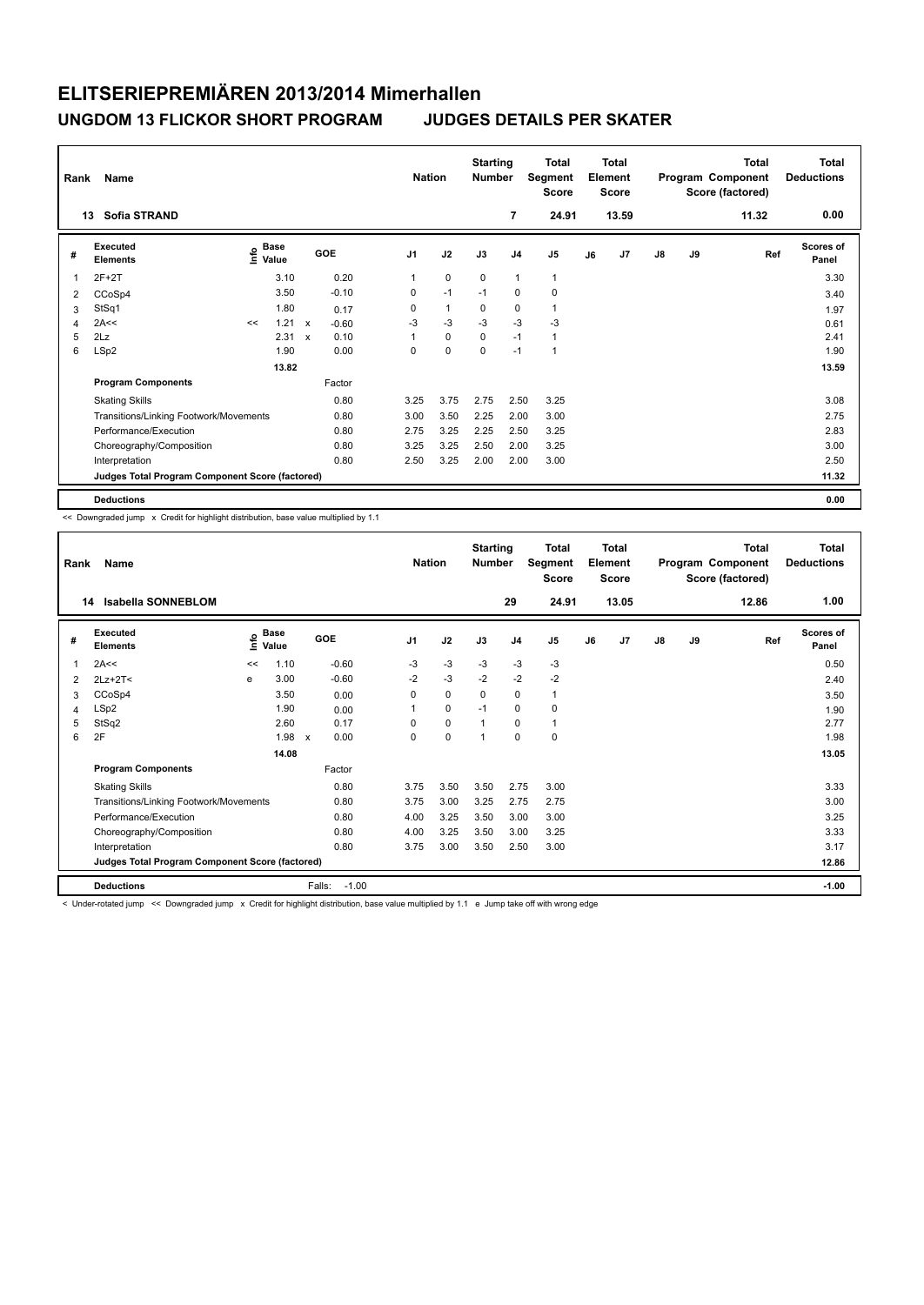# ELITSERIEPREMIÄREN 2013/2014 Mimerhallen

## UNGDOM 13 FLICKOR SHORT PROGRAM JUDGES DETAILS PER SKATER

| Rank | Name | Nation | Starting Number | Total Segment Score | Total Element Score | Total Program Component Score (factored) | Total Deductions |
|---|---|---|---|---|---|---|---|
| 13 | Sofia STRAND | | 7 | 24.91 | 13.59 | 11.32 | 0.00 |

| # | Executed Elements | Info | Base Value | | GOE | J1 | J2 | J3 | J4 | J5 | J6 | J7 | J8 | J9 | Ref | Scores of Panel |
|---|---|---|---|---|---|---|---|---|---|---|---|---|---|---|---|---|
| 1 | 2F+2T | | 3.10 | | 0.20 | 1 | 0 | 0 | 1 | 1 | | | | | | 3.30 |
| 2 | CCoSp4 | | 3.50 | | -0.10 | 0 | -1 | -1 | 0 | 0 | | | | | | 3.40 |
| 3 | StSq1 | | 1.80 | | 0.17 | 0 | 1 | 0 | 0 | 1 | | | | | | 1.97 |
| 4 | 2A<< | << | 1.21 | x | -0.60 | -3 | -3 | -3 | -3 | -3 | | | | | | 0.61 |
| 5 | 2Lz | | 2.31 | x | 0.10 | 1 | 0 | 0 | -1 | 1 | | | | | | 2.41 |
| 6 | LSp2 | | 1.90 | | 0.00 | 0 | 0 | 0 | -1 | 1 | | | | | | 1.90 |
| | | | 13.82 | | | | | | | | | | | | | 13.59 |
| | **Program Components** | | | | Factor | | | | | | | | | | | |
| | Skating Skills | | | | 0.80 | 3.25 | 3.75 | 2.75 | 2.50 | 3.25 | | | | | | 3.08 |
| | Transitions/Linking Footwork/Movements | | | | 0.80 | 3.00 | 3.50 | 2.25 | 2.00 | 3.00 | | | | | | 2.75 |
| | Performance/Execution | | | | 0.80 | 2.75 | 3.25 | 2.25 | 2.50 | 3.25 | | | | | | 2.83 |
| | Choreography/Composition | | | | 0.80 | 3.25 | 3.25 | 2.50 | 2.00 | 3.25 | | | | | | 3.00 |
| | Interpretation | | | | 0.80 | 2.50 | 3.25 | 2.00 | 2.00 | 3.00 | | | | | | 2.50 |
| | **Judges Total Program Component Score (factored)** | | | | | | | | | | | | | | | 11.32 |
| | **Deductions** | | | | | | | | | | | | | | | 0.00 |

<< Downgraded jump x Credit for highlight distribution, base value multiplied by 1.1

| Rank | Name | Nation | Starting Number | Total Segment Score | Total Element Score | Total Program Component Score (factored) | Total Deductions |
|---|---|---|---|---|---|---|---|
| 14 | Isabella SONNEBLOM | | 29 | 24.91 | 13.05 | 12.86 | 1.00 |

| # | Executed Elements | Info | Base Value | | GOE | J1 | J2 | J3 | J4 | J5 | J6 | J7 | J8 | J9 | Ref | Scores of Panel |
|---|---|---|---|---|---|---|---|---|---|---|---|---|---|---|---|---|
| 1 | 2A<< | << | 1.10 | | -0.60 | -3 | -3 | -3 | -3 | -3 | | | | | | 0.50 |
| 2 | 2Lz+2T< | e | 3.00 | | -0.60 | -2 | -3 | -2 | -2 | -2 | | | | | | 2.40 |
| 3 | CCoSp4 | | 3.50 | | 0.00 | 0 | 0 | 0 | 0 | 1 | | | | | | 3.50 |
| 4 | LSp2 | | 1.90 | | 0.00 | 1 | 0 | -1 | 0 | 0 | | | | | | 1.90 |
| 5 | StSq2 | | 2.60 | | 0.17 | 0 | 0 | 1 | 0 | 1 | | | | | | 2.77 |
| 6 | 2F | | 1.98 | x | 0.00 | 0 | 0 | 1 | 0 | 0 | | | | | | 1.98 |
| | | | 14.08 | | | | | | | | | | | | | 13.05 |
| | **Program Components** | | | | Factor | | | | | | | | | | | |
| | Skating Skills | | | | 0.80 | 3.75 | 3.50 | 3.50 | 2.75 | 3.00 | | | | | | 3.33 |
| | Transitions/Linking Footwork/Movements | | | | 0.80 | 3.75 | 3.00 | 3.25 | 2.75 | 2.75 | | | | | | 3.00 |
| | Performance/Execution | | | | 0.80 | 4.00 | 3.25 | 3.50 | 3.00 | 3.00 | | | | | | 3.25 |
| | Choreography/Composition | | | | 0.80 | 4.00 | 3.25 | 3.50 | 3.00 | 3.25 | | | | | | 3.33 |
| | Interpretation | | | | 0.80 | 3.75 | 3.00 | 3.50 | 2.50 | 3.00 | | | | | | 3.17 |
| | **Judges Total Program Component Score (factored)** | | | | | | | | | | | | | | | 12.86 |
| | **Deductions** | | | Falls: | -1.00 | | | | | | | | | | | -1.00 |

< Under-rotated jump << Downgraded jump x Credit for highlight distribution, base value multiplied by 1.1 e Jump take off with wrong edge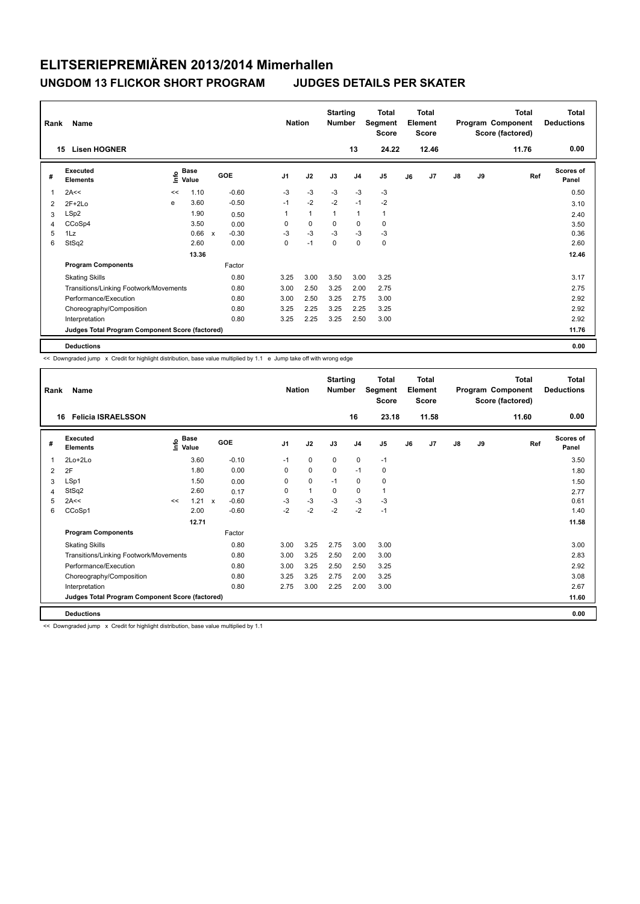# ELITSERIEPREMIÄREN 2013/2014 Mimerhallen

## UNGDOM 13 FLICKOR SHORT PROGRAM JUDGES DETAILS PER SKATER

| Rank | Name | Nation | Starting Number | Total Segment Score | Total Element Score | Total Program Component Score (factored) | Total Deductions |
|---|---|---|---|---|---|---|---|
| 15 | Lisen HOGNER | | 13 | 24.22 | 12.46 | 11.76 | 0.00 |

| # | Executed Elements | Info | Base Value | | GOE | J1 | J2 | J3 | J4 | J5 | J6 | J7 | J8 | J9 | Ref | Scores of Panel |
|---|---|---|---|---|---|---|---|---|---|---|---|---|---|---|---|---|
| 1 | 2A<< | << | 1.10 | | -0.60 | -3 | -3 | -3 | -3 | -3 | | | | | | 0.50 |
| 2 | 2F+2Lo | e | 3.60 | | -0.50 | -1 | -2 | -2 | -1 | -2 | | | | | | 3.10 |
| 3 | LSp2 | | 1.90 | | 0.50 | 1 | 1 | 1 | 1 | 1 | | | | | | 2.40 |
| 4 | CCoSp4 | | 3.50 | | 0.00 | 0 | 0 | 0 | 0 | 0 | | | | | | 3.50 |
| 5 | 1Lz | | 0.66 | x | -0.30 | -3 | -3 | -3 | -3 | -3 | | | | | | 0.36 |
| 6 | StSq2 | | 2.60 | | 0.00 | 0 | -1 | 0 | 0 | 0 | | | | | | 2.60 |
| | | | 13.36 | | | | | | | | | | | | | 12.46 |
| | **Program Components** | | | | Factor | | | | | | | | | | | |
| | Skating Skills | | | | 0.80 | 3.25 | 3.00 | 3.50 | 3.00 | 3.25 | | | | | | 3.17 |
| | Transitions/Linking Footwork/Movements | | | | 0.80 | 3.00 | 2.50 | 3.25 | 2.00 | 2.75 | | | | | | 2.75 |
| | Performance/Execution | | | | 0.80 | 3.00 | 2.50 | 3.25 | 2.75 | 3.00 | | | | | | 2.92 |
| | Choreography/Composition | | | | 0.80 | 3.25 | 2.25 | 3.25 | 2.25 | 3.25 | | | | | | 2.92 |
| | Interpretation | | | | 0.80 | 3.25 | 2.25 | 3.25 | 2.50 | 3.00 | | | | | | 2.92 |
| | **Judges Total Program Component Score (factored)** | | | | | | | | | | | | | | | 11.76 |
| | **Deductions** | | | | | | | | | | | | | | | 0.00 |

<< Downgraded jump x Credit for highlight distribution, base value multiplied by 1.1 e Jump take off with wrong edge

| Rank | Name | Nation | Starting Number | Total Segment Score | Total Element Score | Total Program Component Score (factored) | Total Deductions |
|---|---|---|---|---|---|---|---|
| 16 | Felicia ISRAELSSON | | 16 | 23.18 | 11.58 | 11.60 | 0.00 |

| # | Executed Elements | Info | Base Value | | GOE | J1 | J2 | J3 | J4 | J5 | J6 | J7 | J8 | J9 | Ref | Scores of Panel |
|---|---|---|---|---|---|---|---|---|---|---|---|---|---|---|---|---|
| 1 | 2Lo+2Lo | | 3.60 | | -0.10 | -1 | 0 | 0 | 0 | -1 | | | | | | 3.50 |
| 2 | 2F | | 1.80 | | 0.00 | 0 | 0 | 0 | -1 | 0 | | | | | | 1.80 |
| 3 | LSp1 | | 1.50 | | 0.00 | 0 | 0 | -1 | 0 | 0 | | | | | | 1.50 |
| 4 | StSq2 | | 2.60 | | 0.17 | 0 | 1 | 0 | 0 | 1 | | | | | | 2.77 |
| 5 | 2A<< | << | 1.21 | x | -0.60 | -3 | -3 | -3 | -3 | -3 | | | | | | 0.61 |
| 6 | CCoSp1 | | 2.00 | | -0.60 | -2 | -2 | -2 | -2 | -1 | | | | | | 1.40 |
| | | | 12.71 | | | | | | | | | | | | | 11.58 |
| | **Program Components** | | | | Factor | | | | | | | | | | | |
| | Skating Skills | | | | 0.80 | 3.00 | 3.25 | 2.75 | 3.00 | 3.00 | | | | | | 3.00 |
| | Transitions/Linking Footwork/Movements | | | | 0.80 | 3.00 | 3.25 | 2.50 | 2.00 | 3.00 | | | | | | 2.83 |
| | Performance/Execution | | | | 0.80 | 3.00 | 3.25 | 2.50 | 2.50 | 3.25 | | | | | | 2.92 |
| | Choreography/Composition | | | | 0.80 | 3.25 | 3.25 | 2.75 | 2.00 | 3.25 | | | | | | 3.08 |
| | Interpretation | | | | 0.80 | 2.75 | 3.00 | 2.25 | 2.00 | 3.00 | | | | | | 2.67 |
| | **Judges Total Program Component Score (factored)** | | | | | | | | | | | | | | | 11.60 |
| | **Deductions** | | | | | | | | | | | | | | | 0.00 |

<< Downgraded jump x Credit for highlight distribution, base value multiplied by 1.1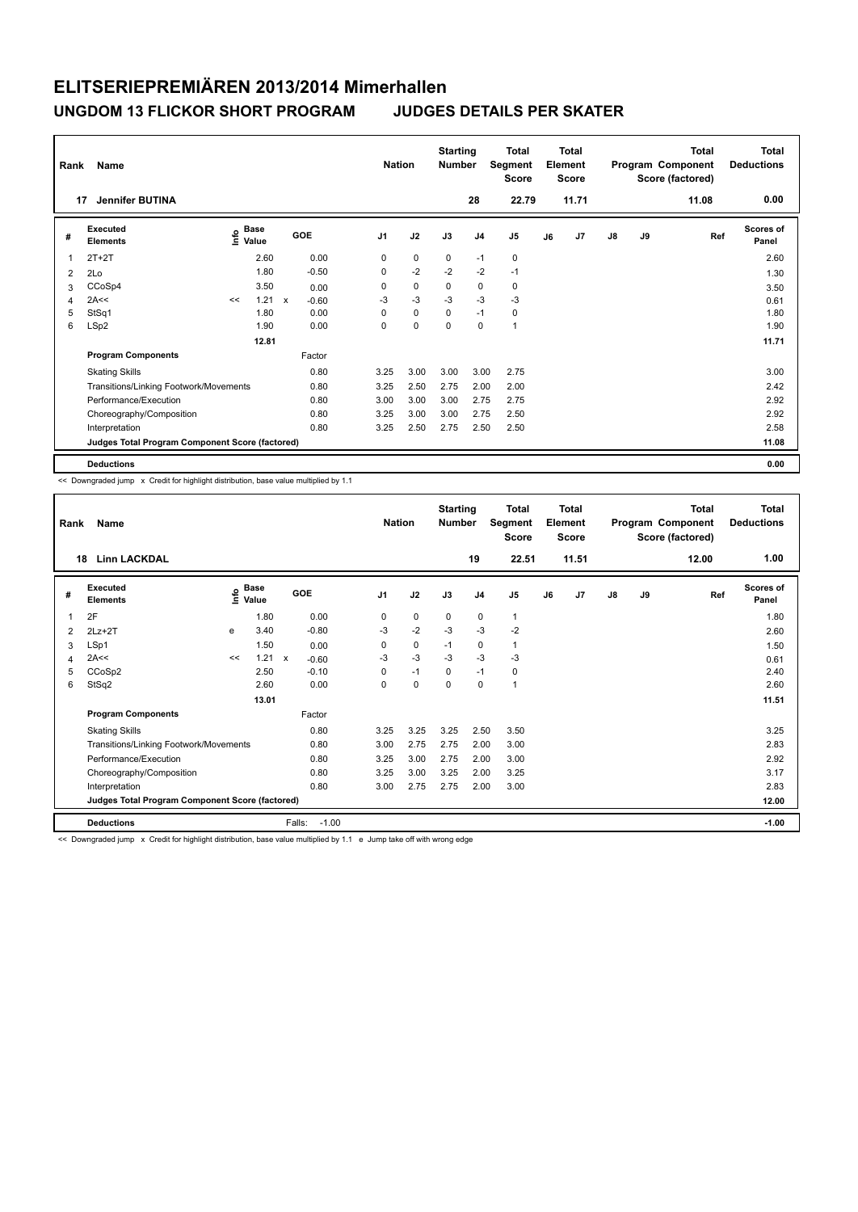# ELITSERIEPREMIÄREN 2013/2014 Mimerhallen

## UNGDOM 13 FLICKOR SHORT PROGRAM — JUDGES DETAILS PER SKATER

| Rank | Name | Nation | Starting Number | Total Segment Score | Total Element Score | Total Program Component Score (factored) | Total Deductions |
|---|---|---|---|---|---|---|---|
| 17 | Jennifer BUTINA | | 28 | 22.79 | 11.71 | 11.08 | 0.00 |

| # | Executed Elements | Info | Base Value | | GOE | J1 | J2 | J3 | J4 | J5 | J6 | J7 | J8 | J9 | Ref | Scores of Panel |
|---|---|---|---|---|---|---|---|---|---|---|---|---|---|---|---|---|
| 1 | 2T+2T | | 2.60 | | 0.00 | 0 | 0 | 0 | -1 | 0 | | | | | | 2.60 |
| 2 | 2Lo | | 1.80 | | -0.50 | 0 | -2 | -2 | -2 | -1 | | | | | | 1.30 |
| 3 | CCoSp4 | | 3.50 | | 0.00 | 0 | 0 | 0 | 0 | 0 | | | | | | 3.50 |
| 4 | 2A<< | << | 1.21 | x | -0.60 | -3 | -3 | -3 | -3 | -3 | | | | | | 0.61 |
| 5 | StSq1 | | 1.80 | | 0.00 | 0 | 0 | 0 | -1 | 0 | | | | | | 1.80 |
| 6 | LSp2 | | 1.90 | | 0.00 | 0 | 0 | 0 | 0 | 1 | | | | | | 1.90 |
| | | | 12.81 | | | | | | | | | | | | | 11.71 |
| | **Program Components** | | | | Factor | | | | | | | | | | | |
| | Skating Skills | | | | 0.80 | 3.25 | 3.00 | 3.00 | 3.00 | 2.75 | | | | | | 3.00 |
| | Transitions/Linking Footwork/Movements | | | | 0.80 | 3.25 | 2.50 | 2.75 | 2.00 | 2.00 | | | | | | 2.42 |
| | Performance/Execution | | | | 0.80 | 3.00 | 3.00 | 3.00 | 2.75 | 2.75 | | | | | | 2.92 |
| | Choreography/Composition | | | | 0.80 | 3.25 | 3.00 | 3.00 | 2.75 | 2.50 | | | | | | 2.92 |
| | Interpretation | | | | 0.80 | 3.25 | 2.50 | 2.75 | 2.50 | 2.50 | | | | | | 2.58 |
| | **Judges Total Program Component Score (factored)** | | | | | | | | | | | | | | | 11.08 |
| | **Deductions** | | | | | | | | | | | | | | | 0.00 |

<< Downgraded jump x Credit for highlight distribution, base value multiplied by 1.1

| Rank | Name | Nation | Starting Number | Total Segment Score | Total Element Score | Total Program Component Score (factored) | Total Deductions |
|---|---|---|---|---|---|---|---|
| 18 | Linn LACKDAL | | 19 | 22.51 | 11.51 | 12.00 | 1.00 |

| # | Executed Elements | Info | Base Value | | GOE | J1 | J2 | J3 | J4 | J5 | J6 | J7 | J8 | J9 | Ref | Scores of Panel |
|---|---|---|---|---|---|---|---|---|---|---|---|---|---|---|---|---|
| 1 | 2F | | 1.80 | | 0.00 | 0 | 0 | 0 | 0 | 1 | | | | | | 1.80 |
| 2 | 2Lz+2T | e | 3.40 | | -0.80 | -3 | -2 | -3 | -3 | -2 | | | | | | 2.60 |
| 3 | LSp1 | | 1.50 | | 0.00 | 0 | 0 | -1 | 0 | 1 | | | | | | 1.50 |
| 4 | 2A<< | << | 1.21 | x | -0.60 | -3 | -3 | -3 | -3 | -3 | | | | | | 0.61 |
| 5 | CCoSp2 | | 2.50 | | -0.10 | 0 | -1 | 0 | -1 | 0 | | | | | | 2.40 |
| 6 | StSq2 | | 2.60 | | 0.00 | 0 | 0 | 0 | 0 | 1 | | | | | | 2.60 |
| | | | 13.01 | | | | | | | | | | | | | 11.51 |
| | **Program Components** | | | | Factor | | | | | | | | | | | |
| | Skating Skills | | | | 0.80 | 3.25 | 3.25 | 3.25 | 2.50 | 3.50 | | | | | | 3.25 |
| | Transitions/Linking Footwork/Movements | | | | 0.80 | 3.00 | 2.75 | 2.75 | 2.00 | 3.00 | | | | | | 2.83 |
| | Performance/Execution | | | | 0.80 | 3.25 | 3.00 | 2.75 | 2.00 | 3.00 | | | | | | 2.92 |
| | Choreography/Composition | | | | 0.80 | 3.25 | 3.00 | 3.25 | 2.00 | 3.25 | | | | | | 3.17 |
| | Interpretation | | | | 0.80 | 3.00 | 2.75 | 2.75 | 2.00 | 3.00 | | | | | | 2.83 |
| | **Judges Total Program Component Score (factored)** | | | | | | | | | | | | | | | 12.00 |
| | **Deductions** | | | | Falls: -1.00 | | | | | | | | | | | -1.00 |

<< Downgraded jump x Credit for highlight distribution, base value multiplied by 1.1 e Jump take off with wrong edge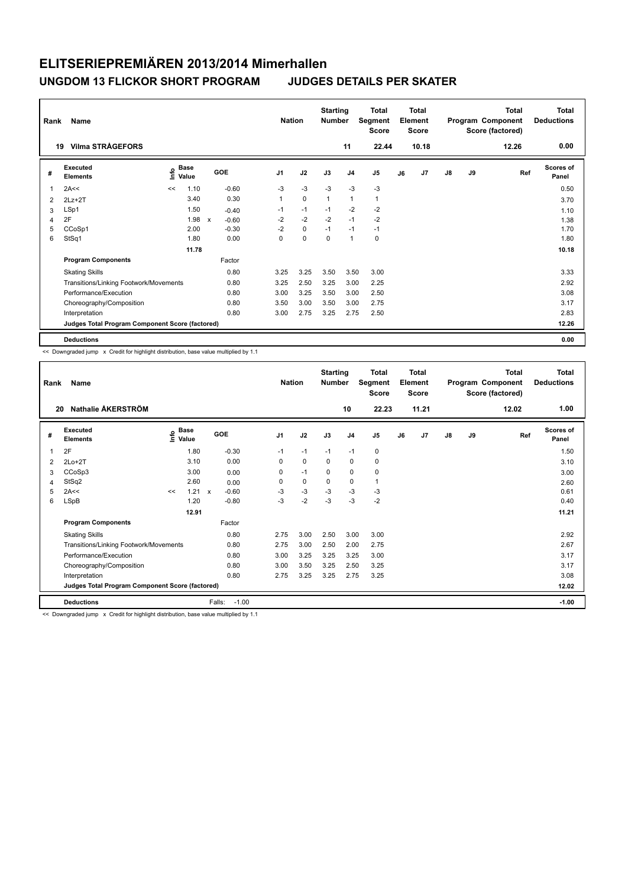# ELITSERIEPREMIÄREN 2013/2014 Mimerhallen

## UNGDOM 13 FLICKOR SHORT PROGRAM    JUDGES DETAILS PER SKATER

| Rank | Name | Nation | Starting Number | Total Segment Score | Total Element Score | Total Program Component Score (factored) | Total Deductions |
|---|---|---|---|---|---|---|---|
| 19 | Vilma STRÅGEFORS | | 11 | 22.44 | 10.18 | 12.26 | 0.00 |

| # | Executed Elements | Info | Base Value | | GOE | J1 | J2 | J3 | J4 | J5 | J6 | J7 | J8 | J9 | Ref | Scores of Panel |
|---|---|---|---|---|---|---|---|---|---|---|---|---|---|---|---|---|
| 1 | 2A<< | << | 1.10 | | -0.60 | -3 | -3 | -3 | -3 | -3 | | | | | | 0.50 |
| 2 | 2Lz+2T | | 3.40 | | 0.30 | 1 | 0 | 1 | 1 | 1 | | | | | | 3.70 |
| 3 | LSp1 | | 1.50 | | -0.40 | -1 | -1 | -1 | -2 | -2 | | | | | | 1.10 |
| 4 | 2F | | 1.98 | x | -0.60 | -2 | -2 | -2 | -1 | -2 | | | | | | 1.38 |
| 5 | CCoSp1 | | 2.00 | | -0.30 | -2 | 0 | -1 | -1 | -1 | | | | | | 1.70 |
| 6 | StSq1 | | 1.80 | | 0.00 | 0 | 0 | 0 | 1 | 0 | | | | | | 1.80 |
| | | | 11.78 | | | | | | | | | | | | | 10.18 |
| | **Program Components** | | | | Factor | | | | | | | | | | | |
| | Skating Skills | | | | 0.80 | 3.25 | 3.25 | 3.50 | 3.50 | 3.00 | | | | | | 3.33 |
| | Transitions/Linking Footwork/Movements | | | | 0.80 | 3.25 | 2.50 | 3.25 | 3.00 | 2.25 | | | | | | 2.92 |
| | Performance/Execution | | | | 0.80 | 3.00 | 3.25 | 3.50 | 3.00 | 2.50 | | | | | | 3.08 |
| | Choreography/Composition | | | | 0.80 | 3.50 | 3.00 | 3.50 | 3.00 | 2.75 | | | | | | 3.17 |
| | Interpretation | | | | 0.80 | 3.00 | 2.75 | 3.25 | 2.75 | 2.50 | | | | | | 2.83 |
| | **Judges Total Program Component Score (factored)** | | | | | | | | | | | | | | | 12.26 |
| | **Deductions** | | | | | | | | | | | | | | | 0.00 |

<< Downgraded jump x Credit for highlight distribution, base value multiplied by 1.1

| Rank | Name | Nation | Starting Number | Total Segment Score | Total Element Score | Total Program Component Score (factored) | Total Deductions |
|---|---|---|---|---|---|---|---|
| 20 | Nathalie ÅKERSTRÖM | | 10 | 22.23 | 11.21 | 12.02 | 1.00 |

| # | Executed Elements | Info | Base Value | | GOE | J1 | J2 | J3 | J4 | J5 | J6 | J7 | J8 | J9 | Ref | Scores of Panel |
|---|---|---|---|---|---|---|---|---|---|---|---|---|---|---|---|---|
| 1 | 2F | | 1.80 | | -0.30 | -1 | -1 | -1 | -1 | 0 | | | | | | 1.50 |
| 2 | 2Lo+2T | | 3.10 | | 0.00 | 0 | 0 | 0 | 0 | 0 | | | | | | 3.10 |
| 3 | CCoSp3 | | 3.00 | | 0.00 | 0 | -1 | 0 | 0 | 0 | | | | | | 3.00 |
| 4 | StSq2 | | 2.60 | | 0.00 | 0 | 0 | 0 | 0 | 1 | | | | | | 2.60 |
| 5 | 2A<< | << | 1.21 | x | -0.60 | -3 | -3 | -3 | -3 | -3 | | | | | | 0.61 |
| 6 | LSpB | | 1.20 | | -0.80 | -3 | -2 | -3 | -3 | -2 | | | | | | 0.40 |
| | | | 12.91 | | | | | | | | | | | | | 11.21 |
| | **Program Components** | | | | Factor | | | | | | | | | | | |
| | Skating Skills | | | | 0.80 | 2.75 | 3.00 | 2.50 | 3.00 | 3.00 | | | | | | 2.92 |
| | Transitions/Linking Footwork/Movements | | | | 0.80 | 2.75 | 3.00 | 2.50 | 2.00 | 2.75 | | | | | | 2.67 |
| | Performance/Execution | | | | 0.80 | 3.00 | 3.25 | 3.25 | 3.25 | 3.00 | | | | | | 3.17 |
| | Choreography/Composition | | | | 0.80 | 3.00 | 3.50 | 3.25 | 2.50 | 3.25 | | | | | | 3.17 |
| | Interpretation | | | | 0.80 | 2.75 | 3.25 | 3.25 | 2.75 | 3.25 | | | | | | 3.08 |
| | **Judges Total Program Component Score (factored)** | | | | | | | | | | | | | | | 12.02 |
| | **Deductions** | | | | Falls: -1.00 | | | | | | | | | | | -1.00 |

<< Downgraded jump x Credit for highlight distribution, base value multiplied by 1.1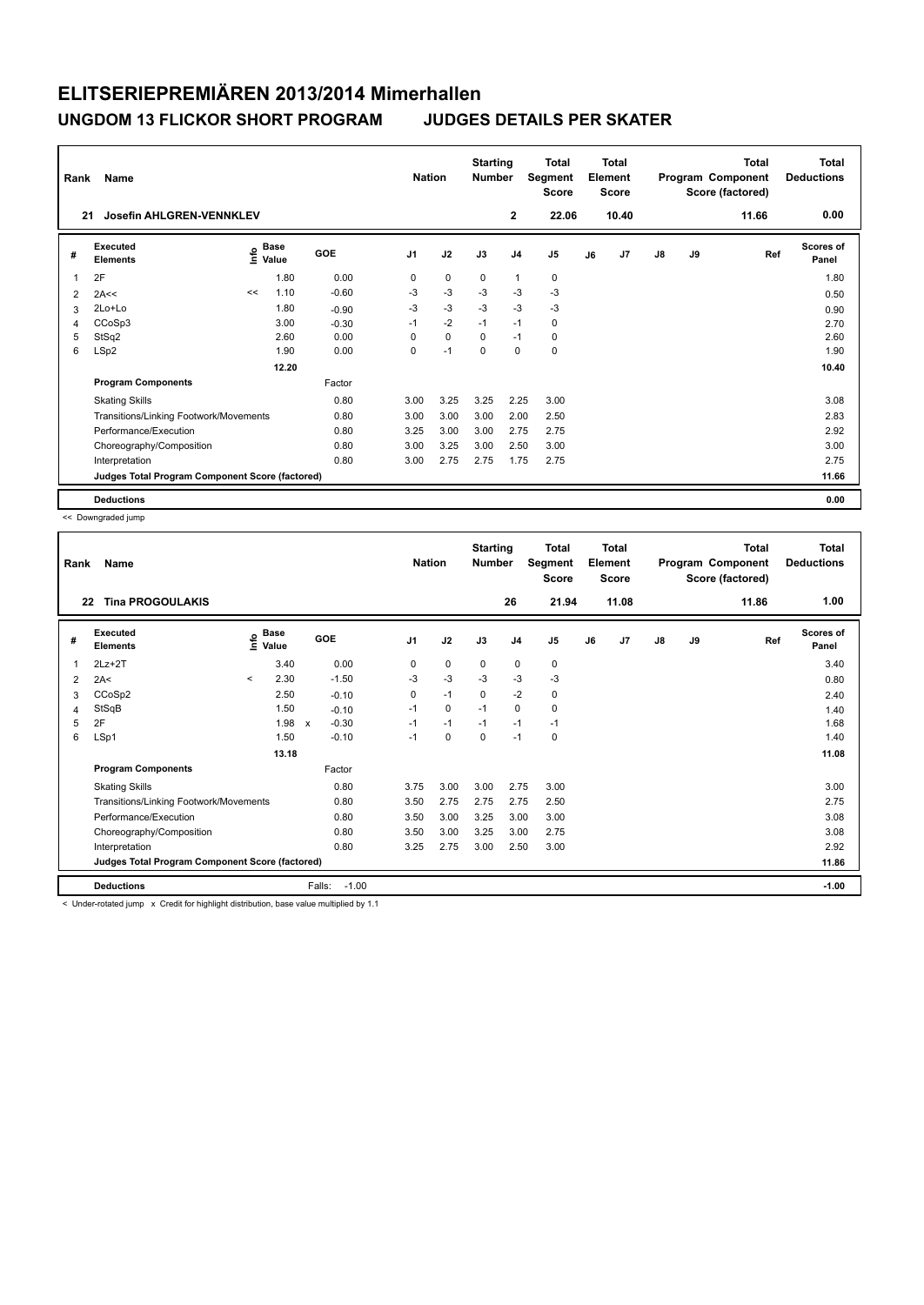# ELITSERIEPREMIÄREN 2013/2014 Mimerhallen

## UNGDOM 13 FLICKOR SHORT PROGRAM JUDGES DETAILS PER SKATER

| Rank | Name | Nation | Starting Number | Total Segment Score | Total Element Score | Total Program Component Score (factored) | Total Deductions |
|---|---|---|---|---|---|---|---|
| 21 | Josefin AHLGREN-VENNKLEV | | 2 | 22.06 | 10.40 | 11.66 | 0.00 |

| # | Executed Elements | Info | Base Value | GOE | J1 | J2 | J3 | J4 | J5 | J6 | J7 | J8 | J9 | Ref | Scores of Panel |
|---|---|---|---|---|---|---|---|---|---|---|---|---|---|---|---|
| 1 | 2F | | 1.80 | 0.00 | 0 | 0 | 0 | 1 | 0 | | | | | | 1.80 |
| 2 | 2A<< | << | 1.10 | -0.60 | -3 | -3 | -3 | -3 | -3 | | | | | | 0.50 |
| 3 | 2Lo+Lo | | 1.80 | -0.90 | -3 | -3 | -3 | -3 | -3 | | | | | | 0.90 |
| 4 | CCoSp3 | | 3.00 | -0.30 | -1 | -2 | -1 | -1 | 0 | | | | | | 2.70 |
| 5 | StSq2 | | 2.60 | 0.00 | 0 | 0 | 0 | -1 | 0 | | | | | | 2.60 |
| 6 | LSp2 | | 1.90 | 0.00 | 0 | -1 | 0 | 0 | 0 | | | | | | 1.90 |
| | | | 12.20 | | | | | | | | | | | | 10.40 |
| | **Program Components** | | | Factor | | | | | | | | | | | |
| | Skating Skills | | | 0.80 | 3.00 | 3.25 | 3.25 | 2.25 | 3.00 | | | | | | 3.08 |
| | Transitions/Linking Footwork/Movements | | | 0.80 | 3.00 | 3.00 | 3.00 | 2.00 | 2.50 | | | | | | 2.83 |
| | Performance/Execution | | | 0.80 | 3.25 | 3.00 | 3.00 | 2.75 | 2.75 | | | | | | 2.92 |
| | Choreography/Composition | | | 0.80 | 3.00 | 3.25 | 3.00 | 2.50 | 3.00 | | | | | | 3.00 |
| | Interpretation | | | 0.80 | 3.00 | 2.75 | 2.75 | 1.75 | 2.75 | | | | | | 2.75 |
| | **Judges Total Program Component Score (factored)** | | | | | | | | | | | | | | 11.66 |
| | **Deductions** | | | | | | | | | | | | | | 0.00 |

<< Downgraded jump

| Rank | Name | Nation | Starting Number | Total Segment Score | Total Element Score | Total Program Component Score (factored) | Total Deductions |
|---|---|---|---|---|---|---|---|
| 22 | Tina PROGOULAKIS | | 26 | 21.94 | 11.08 | 11.86 | 1.00 |

| # | Executed Elements | Info | Base Value | GOE | J1 | J2 | J3 | J4 | J5 | J6 | J7 | J8 | J9 | Ref | Scores of Panel |
|---|---|---|---|---|---|---|---|---|---|---|---|---|---|---|---|
| 1 | 2Lz+2T | | 3.40 | 0.00 | 0 | 0 | 0 | 0 | 0 | | | | | | 3.40 |
| 2 | 2A< | < | 2.30 | -1.50 | -3 | -3 | -3 | -3 | -3 | | | | | | 0.80 |
| 3 | CCoSp2 | | 2.50 | -0.10 | 0 | -1 | 0 | -2 | 0 | | | | | | 2.40 |
| 4 | StSqB | | 1.50 | -0.10 | -1 | 0 | -1 | 0 | 0 | | | | | | 1.40 |
| 5 | 2F | | 1.98 x | -0.30 | -1 | -1 | -1 | -1 | -1 | | | | | | 1.68 |
| 6 | LSp1 | | 1.50 | -0.10 | -1 | 0 | 0 | -1 | 0 | | | | | | 1.40 |
| | | | 13.18 | | | | | | | | | | | | 11.08 |
| | **Program Components** | | | Factor | | | | | | | | | | | |
| | Skating Skills | | | 0.80 | 3.75 | 3.00 | 3.00 | 2.75 | 3.00 | | | | | | 3.00 |
| | Transitions/Linking Footwork/Movements | | | 0.80 | 3.50 | 2.75 | 2.75 | 2.75 | 2.50 | | | | | | 2.75 |
| | Performance/Execution | | | 0.80 | 3.50 | 3.00 | 3.25 | 3.00 | 3.00 | | | | | | 3.08 |
| | Choreography/Composition | | | 0.80 | 3.50 | 3.00 | 3.25 | 3.00 | 2.75 | | | | | | 3.08 |
| | Interpretation | | | 0.80 | 3.25 | 2.75 | 3.00 | 2.50 | 3.00 | | | | | | 2.92 |
| | **Judges Total Program Component Score (factored)** | | | | | | | | | | | | | | 11.86 |
| | **Deductions** | | | Falls: -1.00 | | | | | | | | | | | -1.00 |

< Under-rotated jump x Credit for highlight distribution, base value multiplied by 1.1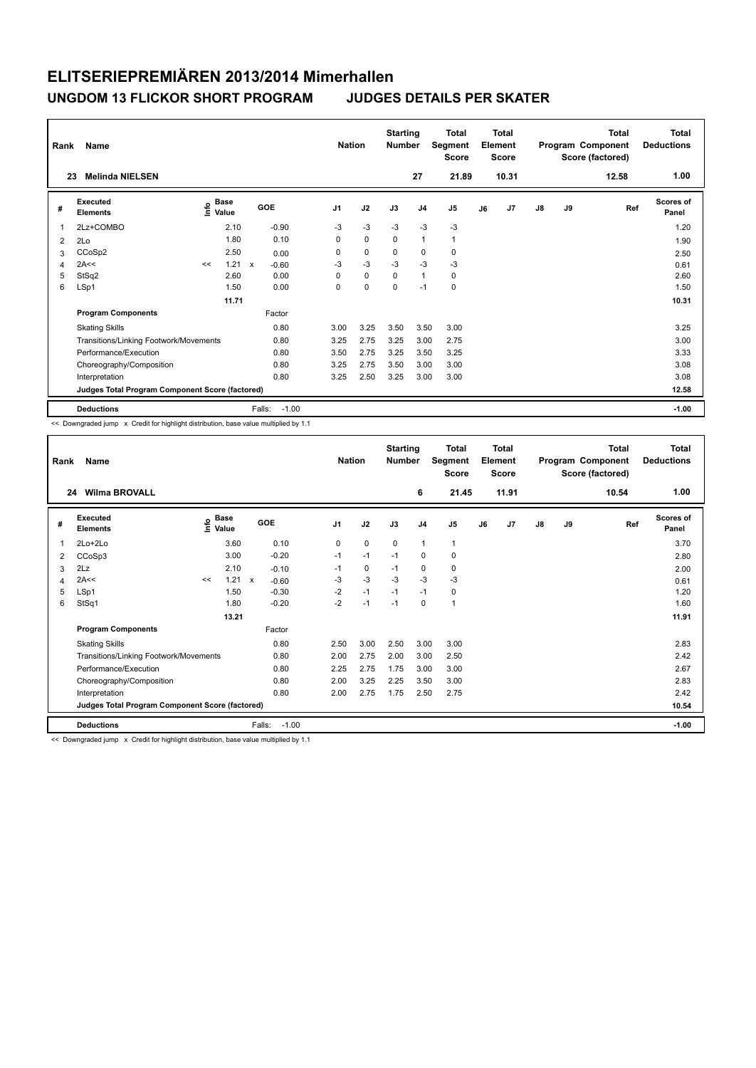# ELITSERIEPREMIÄREN 2013/2014 Mimerhallen

## UNGDOM 13 FLICKOR SHORT PROGRAM    JUDGES DETAILS PER SKATER

| Rank | Name | Nation | Starting Number | Total Segment Score | Total Element Score | Total Program Component Score (factored) | Total Deductions |
|---|---|---|---|---|---|---|---|
| 23 | Melinda NIELSEN | | 27 | 21.89 | 10.31 | 12.58 | 1.00 |

| # | Executed Elements | Info | Base Value | | GOE | J1 | J2 | J3 | J4 | J5 | J6 | J7 | J8 | J9 | Ref | Scores of Panel |
|---|---|---|---|---|---|---|---|---|---|---|---|---|---|---|---|---|
| 1 | 2Lz+COMBO | | 2.10 | | -0.90 | -3 | -3 | -3 | -3 | -3 | | | | | | 1.20 |
| 2 | 2Lo | | 1.80 | | 0.10 | 0 | 0 | 0 | 1 | 1 | | | | | | 1.90 |
| 3 | CCoSp2 | | 2.50 | | 0.00 | 0 | 0 | 0 | 0 | 0 | | | | | | 2.50 |
| 4 | 2A<< | << | 1.21 | x | -0.60 | -3 | -3 | -3 | -3 | -3 | | | | | | 0.61 |
| 5 | StSq2 | | 2.60 | | 0.00 | 0 | 0 | 0 | 1 | 0 | | | | | | 2.60 |
| 6 | LSp1 | | 1.50 | | 0.00 | 0 | 0 | 0 | -1 | 0 | | | | | | 1.50 |
| | | | 11.71 | | | | | | | | | | | | | 10.31 |
| | **Program Components** | | | | Factor | | | | | | | | | | | |
| | Skating Skills | | | | 0.80 | 3.00 | 3.25 | 3.50 | 3.50 | 3.00 | | | | | | 3.25 |
| | Transitions/Linking Footwork/Movements | | | | 0.80 | 3.25 | 2.75 | 3.25 | 3.00 | 2.75 | | | | | | 3.00 |
| | Performance/Execution | | | | 0.80 | 3.50 | 2.75 | 3.25 | 3.50 | 3.25 | | | | | | 3.33 |
| | Choreography/Composition | | | | 0.80 | 3.25 | 2.75 | 3.50 | 3.00 | 3.00 | | | | | | 3.08 |
| | Interpretation | | | | 0.80 | 3.25 | 2.50 | 3.25 | 3.00 | 3.00 | | | | | | 3.08 |
| | **Judges Total Program Component Score (factored)** | | | | | | | | | | | | | | | 12.58 |
| | **Deductions** | | | | Falls: -1.00 | | | | | | | | | | | -1.00 |

<< Downgraded jump x Credit for highlight distribution, base value multiplied by 1.1

| Rank | Name | Nation | Starting Number | Total Segment Score | Total Element Score | Total Program Component Score (factored) | Total Deductions |
|---|---|---|---|---|---|---|---|
| 24 | Wilma BROVALL | | 6 | 21.45 | 11.91 | 10.54 | 1.00 |

| # | Executed Elements | Info | Base Value | | GOE | J1 | J2 | J3 | J4 | J5 | J6 | J7 | J8 | J9 | Ref | Scores of Panel |
|---|---|---|---|---|---|---|---|---|---|---|---|---|---|---|---|---|
| 1 | 2Lo+2Lo | | 3.60 | | 0.10 | 0 | 0 | 0 | 1 | 1 | | | | | | 3.70 |
| 2 | CCoSp3 | | 3.00 | | -0.20 | -1 | -1 | -1 | 0 | 0 | | | | | | 2.80 |
| 3 | 2Lz | | 2.10 | | -0.10 | -1 | 0 | -1 | 0 | 0 | | | | | | 2.00 |
| 4 | 2A<< | << | 1.21 | x | -0.60 | -3 | -3 | -3 | -3 | -3 | | | | | | 0.61 |
| 5 | LSp1 | | 1.50 | | -0.30 | -2 | -1 | -1 | -1 | 0 | | | | | | 1.20 |
| 6 | StSq1 | | 1.80 | | -0.20 | -2 | -1 | -1 | 0 | 1 | | | | | | 1.60 |
| | | | 13.21 | | | | | | | | | | | | | 11.91 |
| | **Program Components** | | | | Factor | | | | | | | | | | | |
| | Skating Skills | | | | 0.80 | 2.50 | 3.00 | 2.50 | 3.00 | 3.00 | | | | | | 2.83 |
| | Transitions/Linking Footwork/Movements | | | | 0.80 | 2.00 | 2.75 | 2.00 | 3.00 | 2.50 | | | | | | 2.42 |
| | Performance/Execution | | | | 0.80 | 2.25 | 2.75 | 1.75 | 3.00 | 3.00 | | | | | | 2.67 |
| | Choreography/Composition | | | | 0.80 | 2.00 | 3.25 | 2.25 | 3.50 | 3.00 | | | | | | 2.83 |
| | Interpretation | | | | 0.80 | 2.00 | 2.75 | 1.75 | 2.50 | 2.75 | | | | | | 2.42 |
| | **Judges Total Program Component Score (factored)** | | | | | | | | | | | | | | | 10.54 |
| | **Deductions** | | | | Falls: -1.00 | | | | | | | | | | | -1.00 |

<< Downgraded jump x Credit for highlight distribution, base value multiplied by 1.1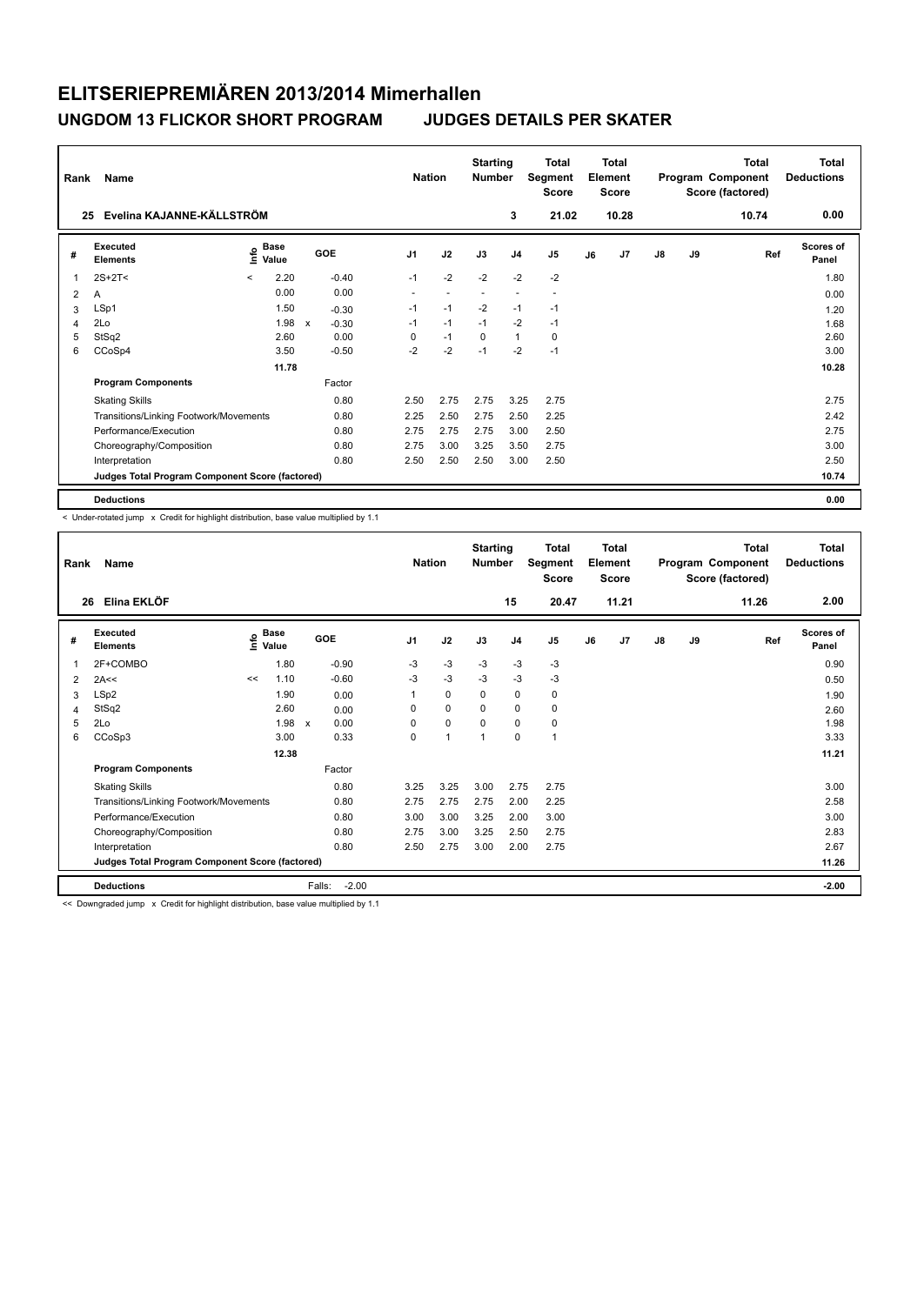# ELITSERIEPREMIÄREN 2013/2014 Mimerhallen

## UNGDOM 13 FLICKOR SHORT PROGRAM JUDGES DETAILS PER SKATER

| Rank | Name | Nation | Starting Number | Total Segment Score | Total Element Score | Total Program Component Score (factored) | Total Deductions |
|---|---|---|---|---|---|---|---|
| 25 | Evelina KAJANNE-KÄLLSTRÖM | | 3 | 21.02 | 10.28 | 10.74 | 0.00 |

| # | Executed Elements | Info | Base Value | | GOE | J1 | J2 | J3 | J4 | J5 | J6 | J7 | J8 | J9 | Ref | Scores of Panel |
|---|---|---|---|---|---|---|---|---|---|---|---|---|---|---|---|---|
| 1 | 2S+2T< | < | 2.20 | | -0.40 | -1 | -2 | -2 | -2 | -2 | | | | | | 1.80 |
| 2 | A | | 0.00 | | 0.00 | - | - | - | - | - | | | | | | 0.00 |
| 3 | LSp1 | | 1.50 | | -0.30 | -1 | -1 | -2 | -1 | -1 | | | | | | 1.20 |
| 4 | 2Lo | | 1.98 | x | -0.30 | -1 | -1 | -1 | -2 | -1 | | | | | | 1.68 |
| 5 | StSq2 | | 2.60 | | 0.00 | 0 | -1 | 0 | 1 | 0 | | | | | | 2.60 |
| 6 | CCoSp4 | | 3.50 | | -0.50 | -2 | -2 | -1 | -2 | -1 | | | | | | 3.00 |
| | | | 11.78 | | | | | | | | | | | | | 10.28 |
| | **Program Components** | | | | Factor | | | | | | | | | | | |
| | Skating Skills | | | | 0.80 | 2.50 | 2.75 | 2.75 | 3.25 | 2.75 | | | | | | 2.75 |
| | Transitions/Linking Footwork/Movements | | | | 0.80 | 2.25 | 2.50 | 2.75 | 2.50 | 2.25 | | | | | | 2.42 |
| | Performance/Execution | | | | 0.80 | 2.75 | 2.75 | 2.75 | 3.00 | 2.50 | | | | | | 2.75 |
| | Choreography/Composition | | | | 0.80 | 2.75 | 3.00 | 3.25 | 3.50 | 2.75 | | | | | | 3.00 |
| | Interpretation | | | | 0.80 | 2.50 | 2.50 | 2.50 | 3.00 | 2.50 | | | | | | 2.50 |
| | **Judges Total Program Component Score (factored)** | | | | | | | | | | | | | | | 10.74 |
| | **Deductions** | | | | | | | | | | | | | | | 0.00 |

< Under-rotated jump x Credit for highlight distribution, base value multiplied by 1.1

| Rank | Name | Nation | Starting Number | Total Segment Score | Total Element Score | Total Program Component Score (factored) | Total Deductions |
|---|---|---|---|---|---|---|---|
| 26 | Elina EKLÖF | | 15 | 20.47 | 11.21 | 11.26 | 2.00 |

| # | Executed Elements | Info | Base Value | | GOE | J1 | J2 | J3 | J4 | J5 | J6 | J7 | J8 | J9 | Ref | Scores of Panel |
|---|---|---|---|---|---|---|---|---|---|---|---|---|---|---|---|---|
| 1 | 2F+COMBO | | 1.80 | | -0.90 | -3 | -3 | -3 | -3 | -3 | | | | | | 0.90 |
| 2 | 2A<< | << | 1.10 | | -0.60 | -3 | -3 | -3 | -3 | -3 | | | | | | 0.50 |
| 3 | LSp2 | | 1.90 | | 0.00 | 1 | 0 | 0 | 0 | 0 | | | | | | 1.90 |
| 4 | StSq2 | | 2.60 | | 0.00 | 0 | 0 | 0 | 0 | 0 | | | | | | 2.60 |
| 5 | 2Lo | | 1.98 | x | 0.00 | 0 | 0 | 0 | 0 | 0 | | | | | | 1.98 |
| 6 | CCoSp3 | | 3.00 | | 0.33 | 0 | 1 | 1 | 0 | 1 | | | | | | 3.33 |
| | | | 12.38 | | | | | | | | | | | | | 11.21 |
| | **Program Components** | | | | Factor | | | | | | | | | | | |
| | Skating Skills | | | | 0.80 | 3.25 | 3.25 | 3.00 | 2.75 | 2.75 | | | | | | 3.00 |
| | Transitions/Linking Footwork/Movements | | | | 0.80 | 2.75 | 2.75 | 2.75 | 2.00 | 2.25 | | | | | | 2.58 |
| | Performance/Execution | | | | 0.80 | 3.00 | 3.00 | 3.25 | 2.00 | 3.00 | | | | | | 3.00 |
| | Choreography/Composition | | | | 0.80 | 2.75 | 3.00 | 3.25 | 2.50 | 2.75 | | | | | | 2.83 |
| | Interpretation | | | | 0.80 | 2.50 | 2.75 | 3.00 | 2.00 | 2.75 | | | | | | 2.67 |
| | **Judges Total Program Component Score (factored)** | | | | | | | | | | | | | | | 11.26 |
| | **Deductions** | | | | Falls: -2.00 | | | | | | | | | | | -2.00 |

<< Downgraded jump x Credit for highlight distribution, base value multiplied by 1.1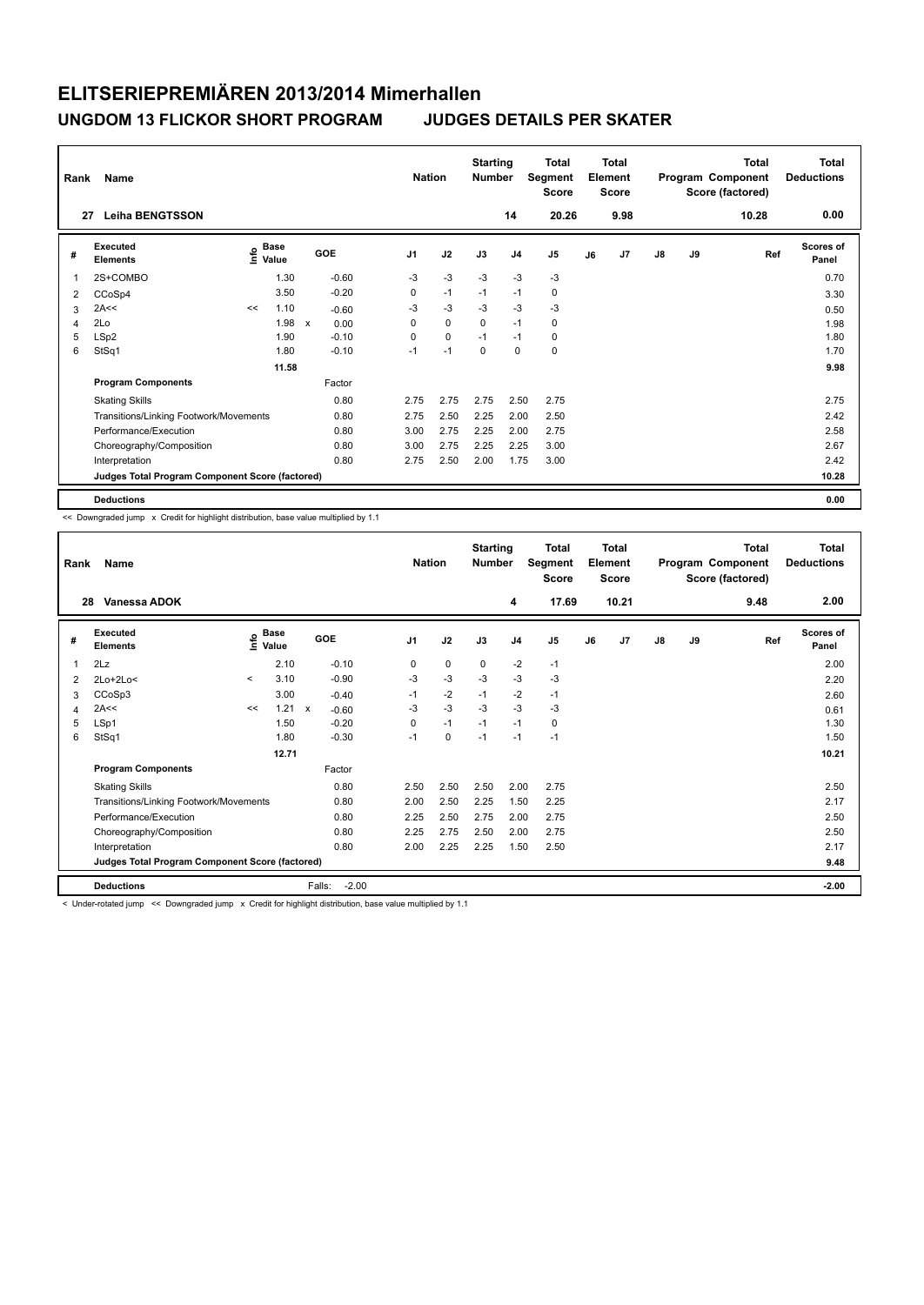# ELITSERIEPREMIÄREN 2013/2014 Mimerhallen

## UNGDOM 13 FLICKOR SHORT PROGRAM JUDGES DETAILS PER SKATER

| Rank | Name | Nation | Starting Number | Total Segment Score | Total Element Score | Total Program Component Score (factored) | Total Deductions |
|---|---|---|---|---|---|---|---|
| 27 | Leiha BENGTSSON | | 14 | 20.26 | 9.98 | 10.28 | 0.00 |

| # | Executed Elements | Info | Base Value | | GOE | J1 | J2 | J3 | J4 | J5 | J6 | J7 | J8 | J9 | Ref | Scores of Panel |
|---|---|---|---|---|---|---|---|---|---|---|---|---|---|---|---|---|
| 1 | 2S+COMBO | | 1.30 | | -0.60 | -3 | -3 | -3 | -3 | -3 | | | | | | 0.70 |
| 2 | CCoSp4 | | 3.50 | | -0.20 | 0 | -1 | -1 | -1 | 0 | | | | | | 3.30 |
| 3 | 2A<< | << | 1.10 | | -0.60 | -3 | -3 | -3 | -3 | -3 | | | | | | 0.50 |
| 4 | 2Lo | | 1.98 | x | 0.00 | 0 | 0 | 0 | -1 | 0 | | | | | | 1.98 |
| 5 | LSp2 | | 1.90 | | -0.10 | 0 | 0 | -1 | -1 | 0 | | | | | | 1.80 |
| 6 | StSq1 | | 1.80 | | -0.10 | -1 | -1 | 0 | 0 | 0 | | | | | | 1.70 |
| | | | 11.58 | | | | | | | | | | | | | 9.98 |
| | **Program Components** | | | | Factor | | | | | | | | | | | |
| | Skating Skills | | | | 0.80 | 2.75 | 2.75 | 2.75 | 2.50 | 2.75 | | | | | | 2.75 |
| | Transitions/Linking Footwork/Movements | | | | 0.80 | 2.75 | 2.50 | 2.25 | 2.00 | 2.50 | | | | | | 2.42 |
| | Performance/Execution | | | | 0.80 | 3.00 | 2.75 | 2.25 | 2.00 | 2.75 | | | | | | 2.58 |
| | Choreography/Composition | | | | 0.80 | 3.00 | 2.75 | 2.25 | 2.25 | 3.00 | | | | | | 2.67 |
| | Interpretation | | | | 0.80 | 2.75 | 2.50 | 2.00 | 1.75 | 3.00 | | | | | | 2.42 |
| | **Judges Total Program Component Score (factored)** | | | | | | | | | | | | | | | 10.28 |
| | **Deductions** | | | | | | | | | | | | | | | 0.00 |

<< Downgraded jump x Credit for highlight distribution, base value multiplied by 1.1

| Rank | Name | Nation | Starting Number | Total Segment Score | Total Element Score | Total Program Component Score (factored) | Total Deductions |
|---|---|---|---|---|---|---|---|
| 28 | Vanessa ADOK | | 4 | 17.69 | 10.21 | 9.48 | 2.00 |

| # | Executed Elements | Info | Base Value | | GOE | J1 | J2 | J3 | J4 | J5 | J6 | J7 | J8 | J9 | Ref | Scores of Panel |
|---|---|---|---|---|---|---|---|---|---|---|---|---|---|---|---|---|
| 1 | 2Lz | | 2.10 | | -0.10 | 0 | 0 | 0 | -2 | -1 | | | | | | 2.00 |
| 2 | 2Lo+2Lo< | < | 3.10 | | -0.90 | -3 | -3 | -3 | -3 | -3 | | | | | | 2.20 |
| 3 | CCoSp3 | | 3.00 | | -0.40 | -1 | -2 | -1 | -2 | -1 | | | | | | 2.60 |
| 4 | 2A<< | << | 1.21 | x | -0.60 | -3 | -3 | -3 | -3 | -3 | | | | | | 0.61 |
| 5 | LSp1 | | 1.50 | | -0.20 | 0 | -1 | -1 | -1 | 0 | | | | | | 1.30 |
| 6 | StSq1 | | 1.80 | | -0.30 | -1 | 0 | -1 | -1 | -1 | | | | | | 1.50 |
| | | | 12.71 | | | | | | | | | | | | | 10.21 |
| | **Program Components** | | | | Factor | | | | | | | | | | | |
| | Skating Skills | | | | 0.80 | 2.50 | 2.50 | 2.50 | 2.00 | 2.75 | | | | | | 2.50 |
| | Transitions/Linking Footwork/Movements | | | | 0.80 | 2.00 | 2.50 | 2.25 | 1.50 | 2.25 | | | | | | 2.17 |
| | Performance/Execution | | | | 0.80 | 2.25 | 2.50 | 2.75 | 2.00 | 2.75 | | | | | | 2.50 |
| | Choreography/Composition | | | | 0.80 | 2.25 | 2.75 | 2.50 | 2.00 | 2.75 | | | | | | 2.50 |
| | Interpretation | | | | 0.80 | 2.00 | 2.25 | 2.25 | 1.50 | 2.50 | | | | | | 2.17 |
| | **Judges Total Program Component Score (factored)** | | | | | | | | | | | | | | | 9.48 |
| | **Deductions** | | | | Falls: -2.00 | | | | | | | | | | | -2.00 |

< Under-rotated jump << Downgraded jump x Credit for highlight distribution, base value multiplied by 1.1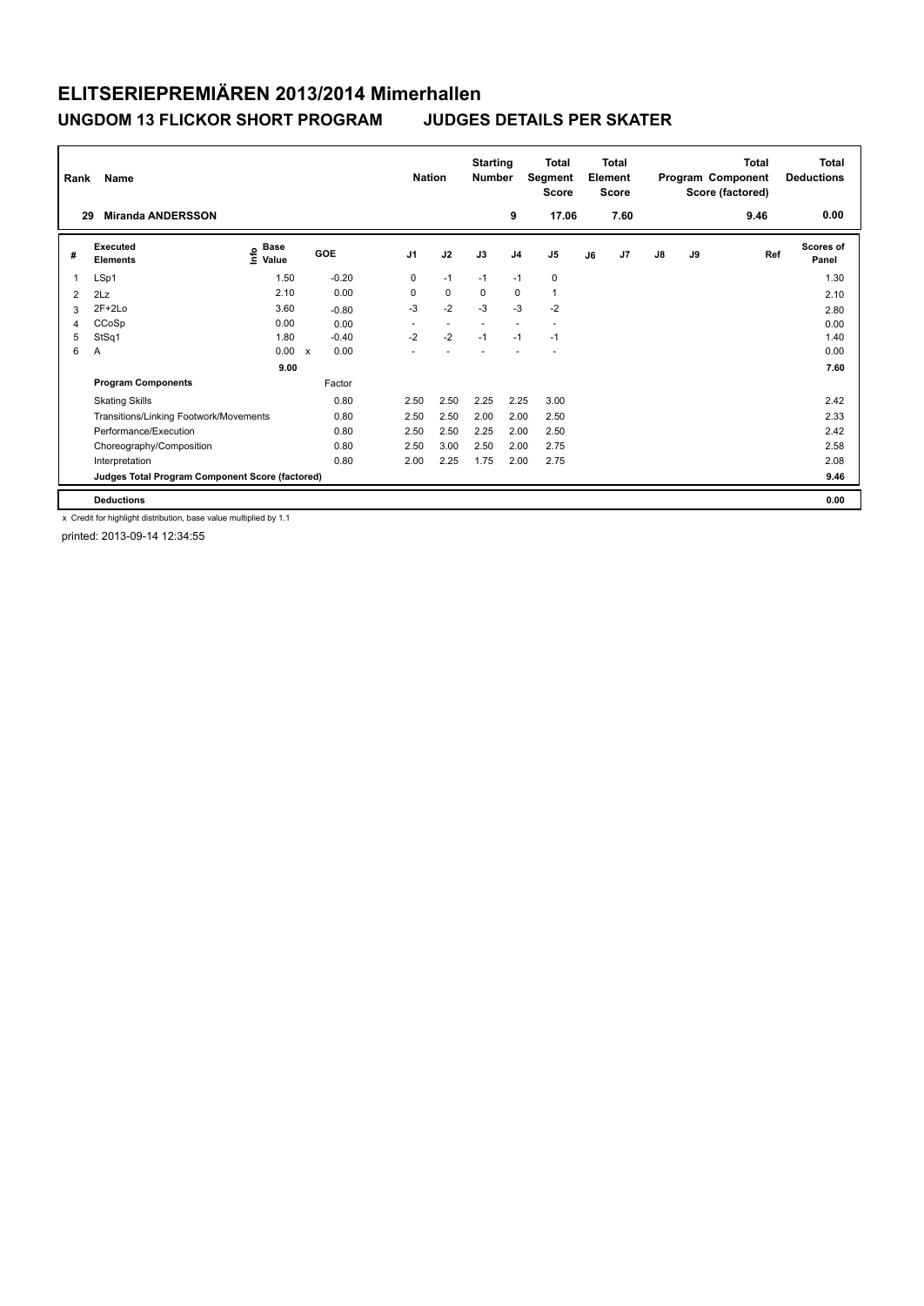# ELITSERIEPREMIÄREN 2013/2014 Mimerhallen

## UNGDOM 13 FLICKOR SHORT PROGRAM JUDGES DETAILS PER SKATER

| Rank | Name | Nation | Starting Number | Total Segment Score | Total Element Score | Total Program Component Score (factored) | Total Deductions |
|---|---|---|---|---|---|---|---|
| 29 | Miranda ANDERSSON | | 9 | 17.06 | 7.60 | 9.46 | 0.00 |

| # | Executed Elements | Info | Base Value | | GOE | J1 | J2 | J3 | J4 | J5 | J6 | J7 | J8 | J9 | Ref | Scores of Panel |
|---|---|---|---|---|---|---|---|---|---|---|---|---|---|---|---|---|
| 1 | LSp1 | | 1.50 | | -0.20 | 0 | -1 | -1 | -1 | 0 | | | | | | 1.30 |
| 2 | 2Lz | | 2.10 | | 0.00 | 0 | 0 | 0 | 0 | 1 | | | | | | 2.10 |
| 3 | 2F+2Lo | | 3.60 | | -0.80 | -3 | -2 | -3 | -3 | -2 | | | | | | 2.80 |
| 4 | CCoSp | | 0.00 | | 0.00 | - | - | - | - | - | | | | | | 0.00 |
| 5 | StSq1 | | 1.80 | | -0.40 | -2 | -2 | -1 | -1 | -1 | | | | | | 1.40 |
| 6 | A | | 0.00 | x | 0.00 | - | - | - | - | - | | | | | | 0.00 |
| | | | 9.00 | | | | | | | | | | | | | 7.60 |
| | **Program Components** | | | | Factor | | | | | | | | | | | |
| | Skating Skills | | | | 0.80 | 2.50 | 2.50 | 2.25 | 2.25 | 3.00 | | | | | | 2.42 |
| | Transitions/Linking Footwork/Movements | | | | 0.80 | 2.50 | 2.50 | 2.00 | 2.00 | 2.50 | | | | | | 2.33 |
| | Performance/Execution | | | | 0.80 | 2.50 | 2.50 | 2.25 | 2.00 | 2.50 | | | | | | 2.42 |
| | Choreography/Composition | | | | 0.80 | 2.50 | 3.00 | 2.50 | 2.00 | 2.75 | | | | | | 2.58 |
| | Interpretation | | | | 0.80 | 2.00 | 2.25 | 1.75 | 2.00 | 2.75 | | | | | | 2.08 |
| | **Judges Total Program Component Score (factored)** | | | | | | | | | | | | | | | 9.46 |
| | **Deductions** | | | | | | | | | | | | | | | 0.00 |

x Credit for highlight distribution, base value multiplied by 1.1

printed: 2013-09-14 12:34:55